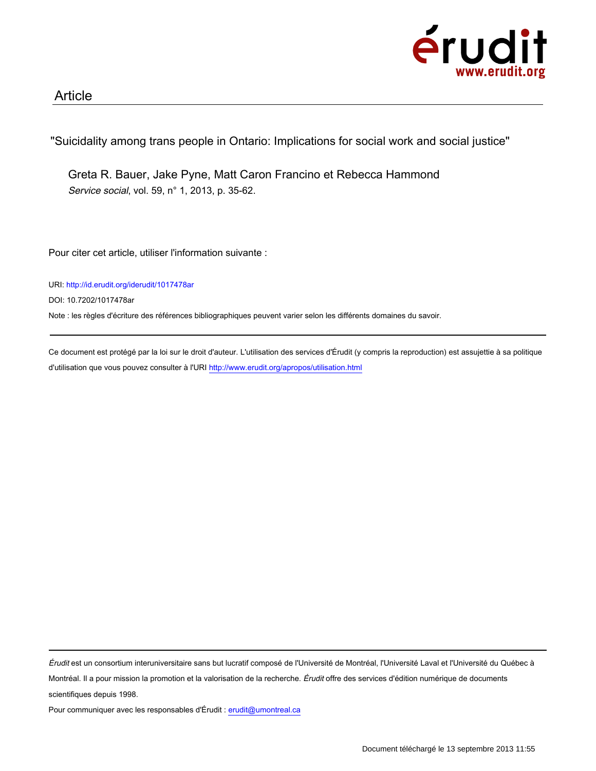érudit
www.erudit.org

Article

"Suicidality among trans people in Ontario: Implications for social work and social justice"

Greta R. Bauer, Jake Pyne, Matt Caron Francino et Rebecca Hammond

*Service social*, vol. 59, n° 1, 2013, p. 35-62.

Pour citer cet article, utiliser l'information suivante :

URI: http://id.erudit.org/iderudit/1017478ar

DOI: 10.7202/1017478ar

Note : les règles d'écriture des références bibliographiques peuvent varier selon les différents domaines du savoir.

---

Ce document est protégé par la loi sur le droit d'auteur. L'utilisation des services d'Érudit (y compris la reproduction) est assujettie à sa politique d'utilisation que vous pouvez consulter à l'URI http://www.erudit.org/apropos/utilisation.html

---

*Érudit* est un consortium interuniversitaire sans but lucratif composé de l'Université de Montréal, l'Université Laval et l'Université du Québec à Montréal. Il a pour mission la promotion et la valorisation de la recherche. *Érudit* offre des services d'édition numérique de documents scientifiques depuis 1998.

Pour communiquer avec les responsables d'Érudit : erudit@umontreal.ca

Document téléchargé le 13 septembre 2013 11:55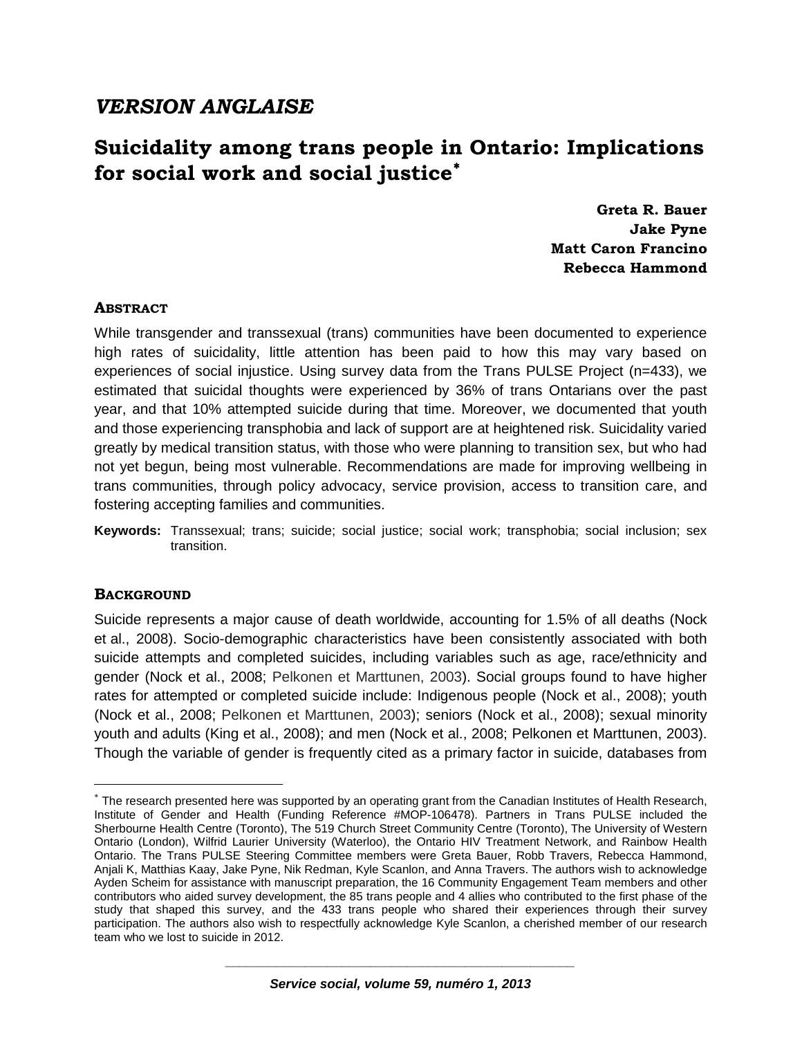*VERSION ANGLAISE*

# Suicidality among trans people in Ontario: Implications for social work and social justice*

**Greta R. Bauer**
**Jake Pyne**
**Matt Caron Francino**
**Rebecca Hammond**

## ABSTRACT

While transgender and transsexual (trans) communities have been documented to experience high rates of suicidality, little attention has been paid to how this may vary based on experiences of social injustice. Using survey data from the Trans PULSE Project (n=433), we estimated that suicidal thoughts were experienced by 36% of trans Ontarians over the past year, and that 10% attempted suicide during that time. Moreover, we documented that youth and those experiencing transphobia and lack of support are at heightened risk. Suicidality varied greatly by medical transition status, with those who were planning to transition sex, but who had not yet begun, being most vulnerable. Recommendations are made for improving wellbeing in trans communities, through policy advocacy, service provision, access to transition care, and fostering accepting families and communities.

**Keywords:** Transsexual; trans; suicide; social justice; social work; transphobia; social inclusion; sex transition.

## BACKGROUND

Suicide represents a major cause of death worldwide, accounting for 1.5% of all deaths (Nock et al., 2008). Socio-demographic characteristics have been consistently associated with both suicide attempts and completed suicides, including variables such as age, race/ethnicity and gender (Nock et al., 2008; Pelkonen et Marttunen, 2003). Social groups found to have higher rates for attempted or completed suicide include: Indigenous people (Nock et al., 2008); youth (Nock et al., 2008; Pelkonen et Marttunen, 2003); seniors (Nock et al., 2008); sexual minority youth and adults (King et al., 2008); and men (Nock et al., 2008; Pelkonen et Marttunen, 2003). Though the variable of gender is frequently cited as a primary factor in suicide, databases from

---

* The research presented here was supported by an operating grant from the Canadian Institutes of Health Research, Institute of Gender and Health (Funding Reference #MOP-106478). Partners in Trans PULSE included the Sherbourne Health Centre (Toronto), The 519 Church Street Community Centre (Toronto), The University of Western Ontario (London), Wilfrid Laurier University (Waterloo), the Ontario HIV Treatment Network, and Rainbow Health Ontario. The Trans PULSE Steering Committee members were Greta Bauer, Robb Travers, Rebecca Hammond, Anjali K, Matthias Kaay, Jake Pyne, Nik Redman, Kyle Scanlon, and Anna Travers. The authors wish to acknowledge Ayden Scheim for assistance with manuscript preparation, the 16 Community Engagement Team members and other contributors who aided survey development, the 85 trans people and 4 allies who contributed to the first phase of the study that shaped this survey, and the 433 trans people who shared their experiences through their survey participation. The authors also wish to respectfully acknowledge Kyle Scanlon, a cherished member of our research team who we lost to suicide in 2012.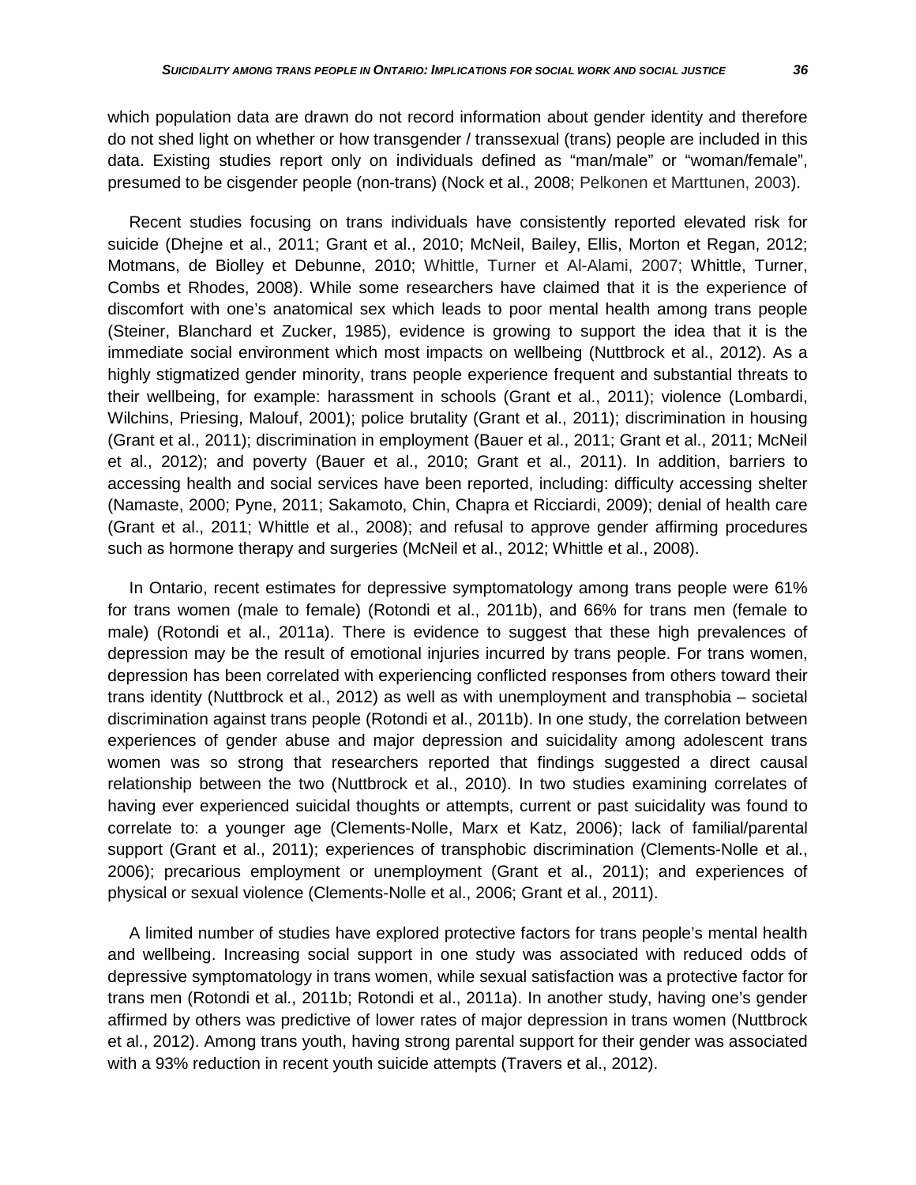which population data are drawn do not record information about gender identity and therefore do not shed light on whether or how transgender / transsexual (trans) people are included in this data. Existing studies report only on individuals defined as "man/male" or "woman/female", presumed to be cisgender people (non-trans) (Nock et al., 2008; Pelkonen et Marttunen, 2003).

Recent studies focusing on trans individuals have consistently reported elevated risk for suicide (Dhejne et al., 2011; Grant et al., 2010; McNeil, Bailey, Ellis, Morton et Regan, 2012; Motmans, de Biolley et Debunne, 2010; Whittle, Turner et Al-Alami, 2007; Whittle, Turner, Combs et Rhodes, 2008). While some researchers have claimed that it is the experience of discomfort with one's anatomical sex which leads to poor mental health among trans people (Steiner, Blanchard et Zucker, 1985), evidence is growing to support the idea that it is the immediate social environment which most impacts on wellbeing (Nuttbrock et al., 2012). As a highly stigmatized gender minority, trans people experience frequent and substantial threats to their wellbeing, for example: harassment in schools (Grant et al., 2011); violence (Lombardi, Wilchins, Priesing, Malouf, 2001); police brutality (Grant et al., 2011); discrimination in housing (Grant et al., 2011); discrimination in employment (Bauer et al., 2011; Grant et al., 2011; McNeil et al., 2012); and poverty (Bauer et al., 2010; Grant et al., 2011). In addition, barriers to accessing health and social services have been reported, including: difficulty accessing shelter (Namaste, 2000; Pyne, 2011; Sakamoto, Chin, Chapra et Ricciardi, 2009); denial of health care (Grant et al., 2011; Whittle et al., 2008); and refusal to approve gender affirming procedures such as hormone therapy and surgeries (McNeil et al., 2012; Whittle et al., 2008).

In Ontario, recent estimates for depressive symptomatology among trans people were 61% for trans women (male to female) (Rotondi et al., 2011b), and 66% for trans men (female to male) (Rotondi et al., 2011a). There is evidence to suggest that these high prevalences of depression may be the result of emotional injuries incurred by trans people. For trans women, depression has been correlated with experiencing conflicted responses from others toward their trans identity (Nuttbrock et al., 2012) as well as with unemployment and transphobia – societal discrimination against trans people (Rotondi et al., 2011b). In one study, the correlation between experiences of gender abuse and major depression and suicidality among adolescent trans women was so strong that researchers reported that findings suggested a direct causal relationship between the two (Nuttbrock et al., 2010). In two studies examining correlates of having ever experienced suicidal thoughts or attempts, current or past suicidality was found to correlate to: a younger age (Clements-Nolle, Marx et Katz, 2006); lack of familial/parental support (Grant et al., 2011); experiences of transphobic discrimination (Clements-Nolle et al., 2006); precarious employment or unemployment (Grant et al., 2011); and experiences of physical or sexual violence (Clements-Nolle et al., 2006; Grant et al., 2011).

A limited number of studies have explored protective factors for trans people's mental health and wellbeing. Increasing social support in one study was associated with reduced odds of depressive symptomatology in trans women, while sexual satisfaction was a protective factor for trans men (Rotondi et al., 2011b; Rotondi et al., 2011a). In another study, having one's gender affirmed by others was predictive of lower rates of major depression in trans women (Nuttbrock et al., 2012). Among trans youth, having strong parental support for their gender was associated with a 93% reduction in recent youth suicide attempts (Travers et al., 2012).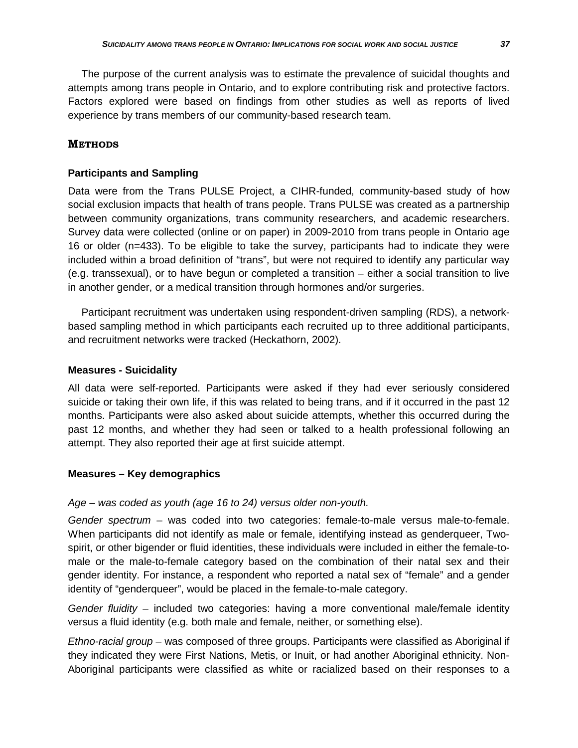The purpose of the current analysis was to estimate the prevalence of suicidal thoughts and attempts among trans people in Ontario, and to explore contributing risk and protective factors. Factors explored were based on findings from other studies as well as reports of lived experience by trans members of our community-based research team.

## METHODS

### Participants and Sampling

Data were from the Trans PULSE Project, a CIHR-funded, community-based study of how social exclusion impacts that health of trans people. Trans PULSE was created as a partnership between community organizations, trans community researchers, and academic researchers. Survey data were collected (online or on paper) in 2009-2010 from trans people in Ontario age 16 or older (n=433). To be eligible to take the survey, participants had to indicate they were included within a broad definition of "trans", but were not required to identify any particular way (e.g. transsexual), or to have begun or completed a transition – either a social transition to live in another gender, or a medical transition through hormones and/or surgeries.

Participant recruitment was undertaken using respondent-driven sampling (RDS), a network-based sampling method in which participants each recruited up to three additional participants, and recruitment networks were tracked (Heckathorn, 2002).

### Measures - Suicidality

All data were self-reported. Participants were asked if they had ever seriously considered suicide or taking their own life, if this was related to being trans, and if it occurred in the past 12 months. Participants were also asked about suicide attempts, whether this occurred during the past 12 months, and whether they had seen or talked to a health professional following an attempt. They also reported their age at first suicide attempt.

### Measures – Key demographics

*Age – was coded as youth (age 16 to 24) versus older non-youth.*

*Gender spectrum* – was coded into two categories: female-to-male versus male-to-female. When participants did not identify as male or female, identifying instead as genderqueer, Two-spirit, or other bigender or fluid identities, these individuals were included in either the female-to-male or the male-to-female category based on the combination of their natal sex and their gender identity. For instance, a respondent who reported a natal sex of "female" and a gender identity of "genderqueer", would be placed in the female-to-male category.

*Gender fluidity* – included two categories: having a more conventional male/female identity versus a fluid identity (e.g. both male and female, neither, or something else).

*Ethno-racial group* – was composed of three groups. Participants were classified as Aboriginal if they indicated they were First Nations, Metis, or Inuit, or had another Aboriginal ethnicity. Non-Aboriginal participants were classified as white or racialized based on their responses to a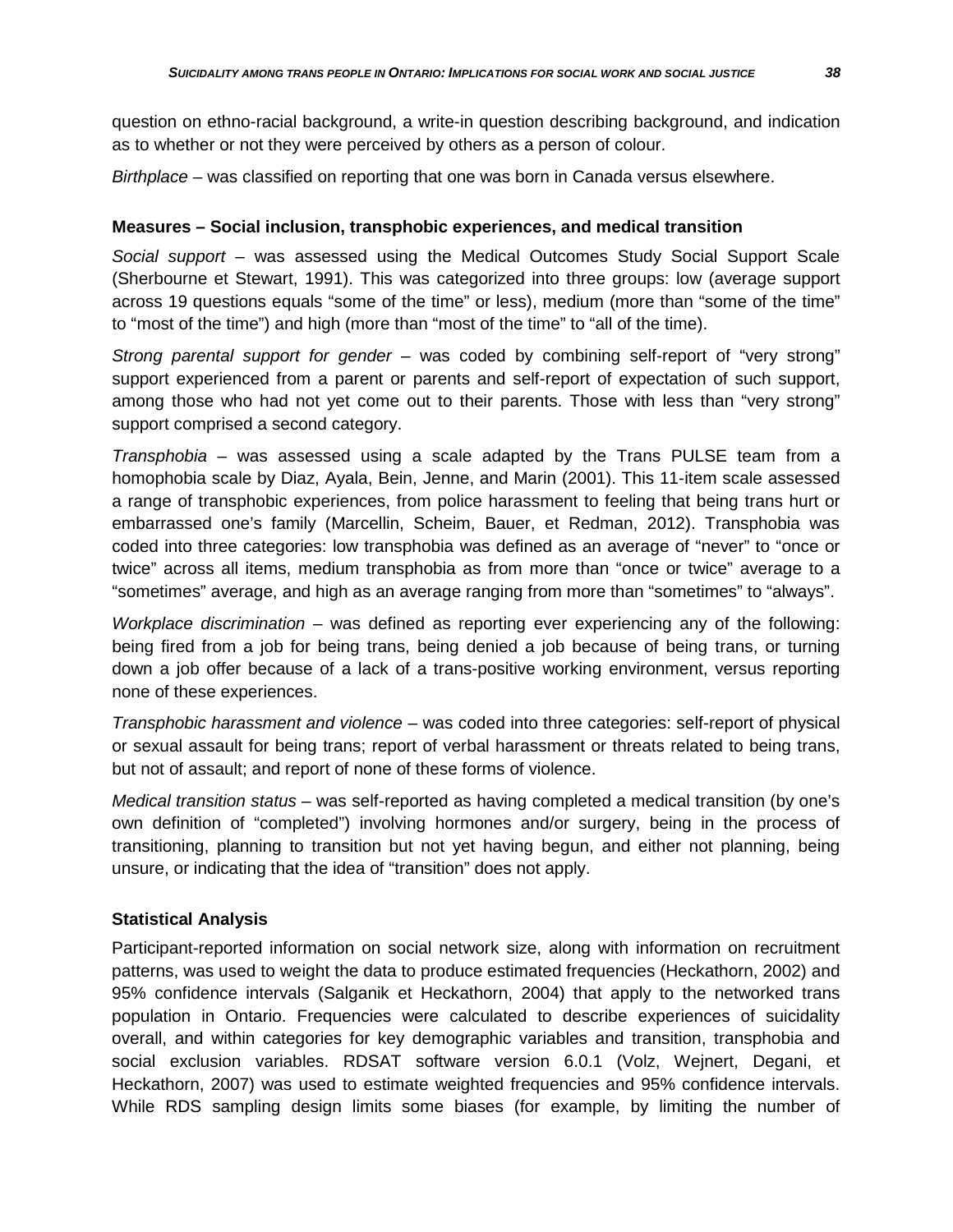question on ethno-racial background, a write-in question describing background, and indication as to whether or not they were perceived by others as a person of colour.

*Birthplace* – was classified on reporting that one was born in Canada versus elsewhere.

### Measures – Social inclusion, transphobic experiences, and medical transition

*Social support* – was assessed using the Medical Outcomes Study Social Support Scale (Sherbourne et Stewart, 1991). This was categorized into three groups: low (average support across 19 questions equals "some of the time" or less), medium (more than "some of the time" to "most of the time") and high (more than "most of the time" to "all of the time).

*Strong parental support for gender* – was coded by combining self-report of "very strong" support experienced from a parent or parents and self-report of expectation of such support, among those who had not yet come out to their parents. Those with less than "very strong" support comprised a second category.

*Transphobia* – was assessed using a scale adapted by the Trans PULSE team from a homophobia scale by Diaz, Ayala, Bein, Jenne, and Marin (2001). This 11-item scale assessed a range of transphobic experiences, from police harassment to feeling that being trans hurt or embarrassed one's family (Marcellin, Scheim, Bauer, et Redman, 2012). Transphobia was coded into three categories: low transphobia was defined as an average of "never" to "once or twice" across all items, medium transphobia as from more than "once or twice" average to a "sometimes" average, and high as an average ranging from more than "sometimes" to "always".

*Workplace discrimination* – was defined as reporting ever experiencing any of the following: being fired from a job for being trans, being denied a job because of being trans, or turning down a job offer because of a lack of a trans-positive working environment, versus reporting none of these experiences.

*Transphobic harassment and violence* – was coded into three categories: self-report of physical or sexual assault for being trans; report of verbal harassment or threats related to being trans, but not of assault; and report of none of these forms of violence.

*Medical transition status* – was self-reported as having completed a medical transition (by one's own definition of "completed") involving hormones and/or surgery, being in the process of transitioning, planning to transition but not yet having begun, and either not planning, being unsure, or indicating that the idea of "transition" does not apply.

### Statistical Analysis

Participant-reported information on social network size, along with information on recruitment patterns, was used to weight the data to produce estimated frequencies (Heckathorn, 2002) and 95% confidence intervals (Salganik et Heckathorn, 2004) that apply to the networked trans population in Ontario. Frequencies were calculated to describe experiences of suicidality overall, and within categories for key demographic variables and transition, transphobia and social exclusion variables. RDSAT software version 6.0.1 (Volz, Wejnert, Degani, et Heckathorn, 2007) was used to estimate weighted frequencies and 95% confidence intervals. While RDS sampling design limits some biases (for example, by limiting the number of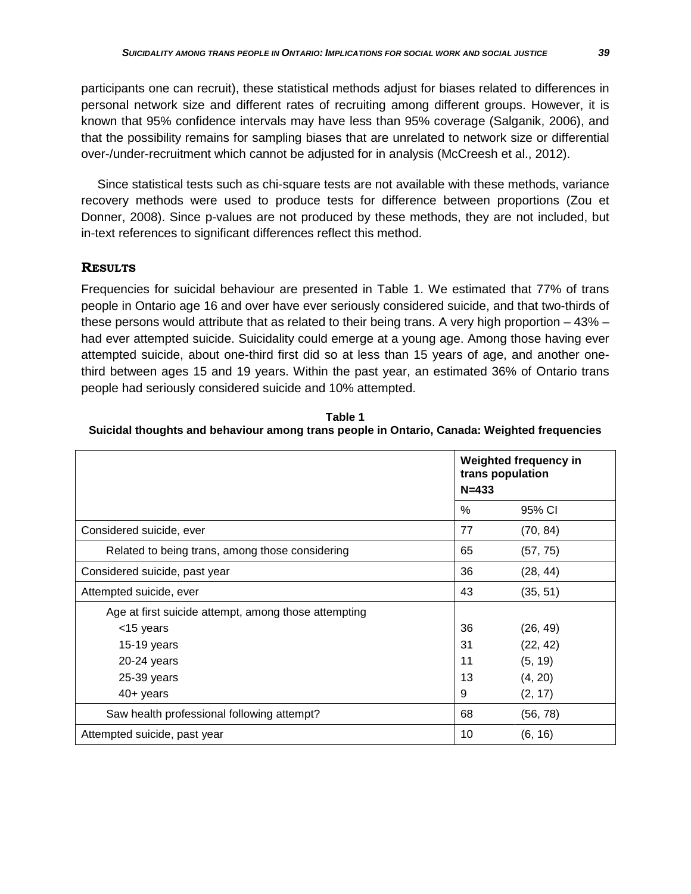participants one can recruit), these statistical methods adjust for biases related to differences in personal network size and different rates of recruiting among different groups. However, it is known that 95% confidence intervals may have less than 95% coverage (Salganik, 2006), and that the possibility remains for sampling biases that are unrelated to network size or differential over-/under-recruitment which cannot be adjusted for in analysis (McCreesh et al., 2012).

Since statistical tests such as chi-square tests are not available with these methods, variance recovery methods were used to produce tests for difference between proportions (Zou et Donner, 2008). Since p-values are not produced by these methods, they are not included, but in-text references to significant differences reflect this method.

## RESULTS

Frequencies for suicidal behaviour are presented in Table 1. We estimated that 77% of trans people in Ontario age 16 and over have ever seriously considered suicide, and that two-thirds of these persons would attribute that as related to their being trans. A very high proportion – 43% – had ever attempted suicide. Suicidality could emerge at a young age. Among those having ever attempted suicide, about one-third first did so at less than 15 years of age, and another one-third between ages 15 and 19 years. Within the past year, an estimated 36% of Ontario trans people had seriously considered suicide and 10% attempted.

**Table 1**
**Suicidal thoughts and behaviour among trans people in Ontario, Canada: Weighted frequencies**

| | **Weighted frequency in trans population N=433** | |
|---|---|---|
| | % | 95% CI |
| Considered suicide, ever | 77 | (70, 84) |
| Related to being trans, among those considering | 65 | (57, 75) |
| Considered suicide, past year | 36 | (28, 44) |
| Attempted suicide, ever | 43 | (35, 51) |
| Age at first suicide attempt, among those attempting | | |
| <15 years | 36 | (26, 49) |
| 15-19 years | 31 | (22, 42) |
| 20-24 years | 11 | (5, 19) |
| 25-39 years | 13 | (4, 20) |
| 40+ years | 9 | (2, 17) |
| Saw health professional following attempt? | 68 | (56, 78) |
| Attempted suicide, past year | 10 | (6, 16) |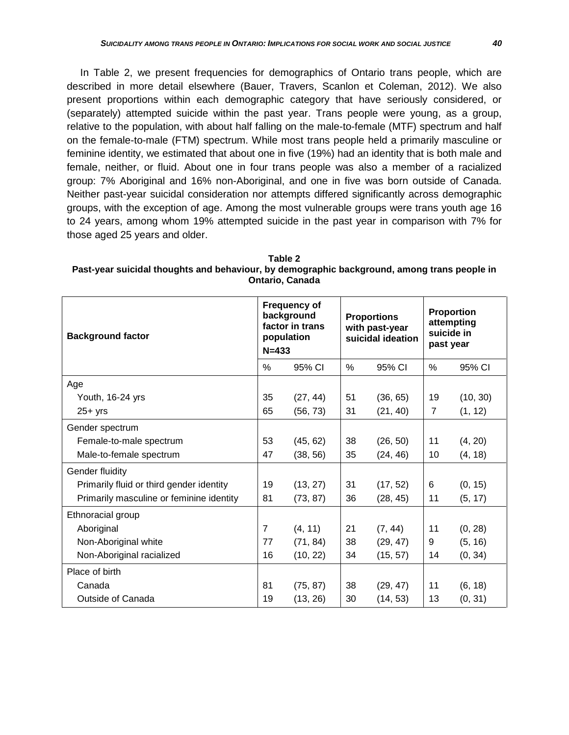In Table 2, we present frequencies for demographics of Ontario trans people, which are described in more detail elsewhere (Bauer, Travers, Scanlon et Coleman, 2012). We also present proportions within each demographic category that have seriously considered, or (separately) attempted suicide within the past year. Trans people were young, as a group, relative to the population, with about half falling on the male-to-female (MTF) spectrum and half on the female-to-male (FTM) spectrum. While most trans people held a primarily masculine or feminine identity, we estimated that about one in five (19%) had an identity that is both male and female, neither, or fluid. About one in four trans people was also a member of a racialized group: 7% Aboriginal and 16% non-Aboriginal, and one in five was born outside of Canada. Neither past-year suicidal consideration nor attempts differed significantly across demographic groups, with the exception of age. Among the most vulnerable groups were trans youth age 16 to 24 years, among whom 19% attempted suicide in the past year in comparison with 7% for those aged 25 years and older.

**Table 2**
**Past-year suicidal thoughts and behaviour, by demographic background, among trans people in Ontario, Canada**

| Background factor | Frequency of background factor in trans population N=433 | | Proportions with past-year suicidal ideation | | Proportion attempting suicide in past year | |
|---|---|---|---|---|---|---|
| | % | 95% CI | % | 95% CI | % | 95% CI |
| Age | | | | | | |
| Youth, 16-24 yrs | 35 | (27, 44) | 51 | (36, 65) | 19 | (10, 30) |
| 25+ yrs | 65 | (56, 73) | 31 | (21, 40) | 7 | (1, 12) |
| Gender spectrum | | | | | | |
| Female-to-male spectrum | 53 | (45, 62) | 38 | (26, 50) | 11 | (4, 20) |
| Male-to-female spectrum | 47 | (38, 56) | 35 | (24, 46) | 10 | (4, 18) |
| Gender fluidity | | | | | | |
| Primarily fluid or third gender identity | 19 | (13, 27) | 31 | (17, 52) | 6 | (0, 15) |
| Primarily masculine or feminine identity | 81 | (73, 87) | 36 | (28, 45) | 11 | (5, 17) |
| Ethnoracial group | | | | | | |
| Aboriginal | 7 | (4, 11) | 21 | (7, 44) | 11 | (0, 28) |
| Non-Aboriginal white | 77 | (71, 84) | 38 | (29, 47) | 9 | (5, 16) |
| Non-Aboriginal racialized | 16 | (10, 22) | 34 | (15, 57) | 14 | (0, 34) |
| Place of birth | | | | | | |
| Canada | 81 | (75, 87) | 38 | (29, 47) | 11 | (6, 18) |
| Outside of Canada | 19 | (13, 26) | 30 | (14, 53) | 13 | (0, 31) |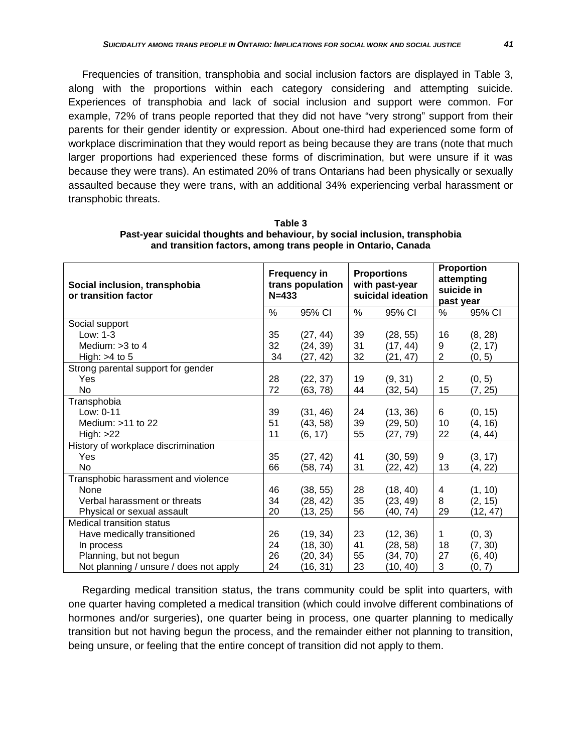Frequencies of transition, transphobia and social inclusion factors are displayed in Table 3, along with the proportions within each category considering and attempting suicide. Experiences of transphobia and lack of social inclusion and support were common. For example, 72% of trans people reported that they did not have "very strong" support from their parents for their gender identity or expression. About one-third had experienced some form of workplace discrimination that they would report as being because they are trans (note that much larger proportions had experienced these forms of discrimination, but were unsure if it was because they were trans). An estimated 20% of trans Ontarians had been physically or sexually assaulted because they were trans, with an additional 34% experiencing verbal harassment or transphobic threats.

**Table 3**
**Past-year suicidal thoughts and behaviour, by social inclusion, transphobia and transition factors, among trans people in Ontario, Canada**

| Social inclusion, transphobia or transition factor | Frequency in trans population N=433 | | Proportions with past-year suicidal ideation | | Proportion attempting suicide in past year | |
|---|---|---|---|---|---|---|
| | % | 95% CI | % | 95% CI | % | 95% CI |
| Social support | | | | | | |
| Low: 1-3 | 35 | (27, 44) | 39 | (28, 55) | 16 | (8, 28) |
| Medium: >3 to 4 | 32 | (24, 39) | 31 | (17, 44) | 9 | (2, 17) |
| High: >4 to 5 | 34 | (27, 42) | 32 | (21, 47) | 2 | (0, 5) |
| Strong parental support for gender | | | | | | |
| Yes | 28 | (22, 37) | 19 | (9, 31) | 2 | (0, 5) |
| No | 72 | (63, 78) | 44 | (32, 54) | 15 | (7, 25) |
| Transphobia | | | | | | |
| Low: 0-11 | 39 | (31, 46) | 24 | (13, 36) | 6 | (0, 15) |
| Medium: >11 to 22 | 51 | (43, 58) | 39 | (29, 50) | 10 | (4, 16) |
| High: >22 | 11 | (6, 17) | 55 | (27, 79) | 22 | (4, 44) |
| History of workplace discrimination | | | | | | |
| Yes | 35 | (27, 42) | 41 | (30, 59) | 9 | (3, 17) |
| No | 66 | (58, 74) | 31 | (22, 42) | 13 | (4, 22) |
| Transphobic harassment and violence | | | | | | |
| None | 46 | (38, 55) | 28 | (18, 40) | 4 | (1, 10) |
| Verbal harassment or threats | 34 | (28, 42) | 35 | (23, 49) | 8 | (2, 15) |
| Physical or sexual assault | 20 | (13, 25) | 56 | (40, 74) | 29 | (12, 47) |
| Medical transition status | | | | | | |
| Have medically transitioned | 26 | (19, 34) | 23 | (12, 36) | 1 | (0, 3) |
| In process | 24 | (18, 30) | 41 | (28, 58) | 18 | (7, 30) |
| Planning, but not begun | 26 | (20, 34) | 55 | (34, 70) | 27 | (6, 40) |
| Not planning / unsure / does not apply | 24 | (16, 31) | 23 | (10, 40) | 3 | (0, 7) |

Regarding medical transition status, the trans community could be split into quarters, with one quarter having completed a medical transition (which could involve different combinations of hormones and/or surgeries), one quarter being in process, one quarter planning to medically transition but not having begun the process, and the remainder either not planning to transition, being unsure, or feeling that the entire concept of transition did not apply to them.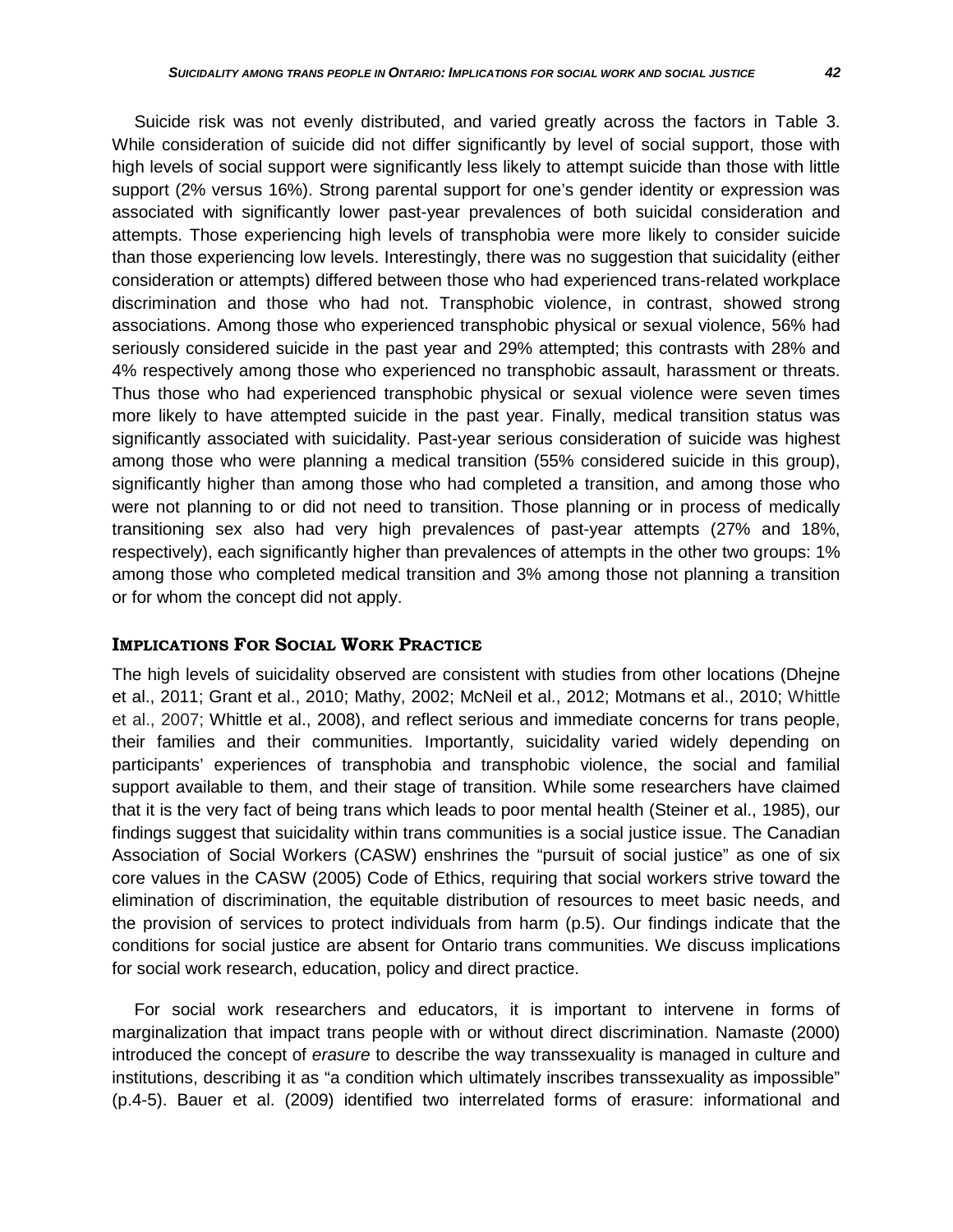Suicide risk was not evenly distributed, and varied greatly across the factors in Table 3. While consideration of suicide did not differ significantly by level of social support, those with high levels of social support were significantly less likely to attempt suicide than those with little support (2% versus 16%). Strong parental support for one's gender identity or expression was associated with significantly lower past-year prevalences of both suicidal consideration and attempts. Those experiencing high levels of transphobia were more likely to consider suicide than those experiencing low levels. Interestingly, there was no suggestion that suicidality (either consideration or attempts) differed between those who had experienced trans-related workplace discrimination and those who had not. Transphobic violence, in contrast, showed strong associations. Among those who experienced transphobic physical or sexual violence, 56% had seriously considered suicide in the past year and 29% attempted; this contrasts with 28% and 4% respectively among those who experienced no transphobic assault, harassment or threats. Thus those who had experienced transphobic physical or sexual violence were seven times more likely to have attempted suicide in the past year. Finally, medical transition status was significantly associated with suicidality. Past-year serious consideration of suicide was highest among those who were planning a medical transition (55% considered suicide in this group), significantly higher than among those who had completed a transition, and among those who were not planning to or did not need to transition. Those planning or in process of medically transitioning sex also had very high prevalences of past-year attempts (27% and 18%, respectively), each significantly higher than prevalences of attempts in the other two groups: 1% among those who completed medical transition and 3% among those not planning a transition or for whom the concept did not apply.

## Implications For Social Work Practice

The high levels of suicidality observed are consistent with studies from other locations (Dhejne et al., 2011; Grant et al., 2010; Mathy, 2002; McNeil et al., 2012; Motmans et al., 2010; Whittle et al., 2007; Whittle et al., 2008), and reflect serious and immediate concerns for trans people, their families and their communities. Importantly, suicidality varied widely depending on participants' experiences of transphobia and transphobic violence, the social and familial support available to them, and their stage of transition. While some researchers have claimed that it is the very fact of being trans which leads to poor mental health (Steiner et al., 1985), our findings suggest that suicidality within trans communities is a social justice issue. The Canadian Association of Social Workers (CASW) enshrines the "pursuit of social justice" as one of six core values in the CASW (2005) Code of Ethics, requiring that social workers strive toward the elimination of discrimination, the equitable distribution of resources to meet basic needs, and the provision of services to protect individuals from harm (p.5). Our findings indicate that the conditions for social justice are absent for Ontario trans communities. We discuss implications for social work research, education, policy and direct practice.

For social work researchers and educators, it is important to intervene in forms of marginalization that impact trans people with or without direct discrimination. Namaste (2000) introduced the concept of *erasure* to describe the way transsexuality is managed in culture and institutions, describing it as "a condition which ultimately inscribes transsexuality as impossible" (p.4-5). Bauer et al. (2009) identified two interrelated forms of erasure: informational and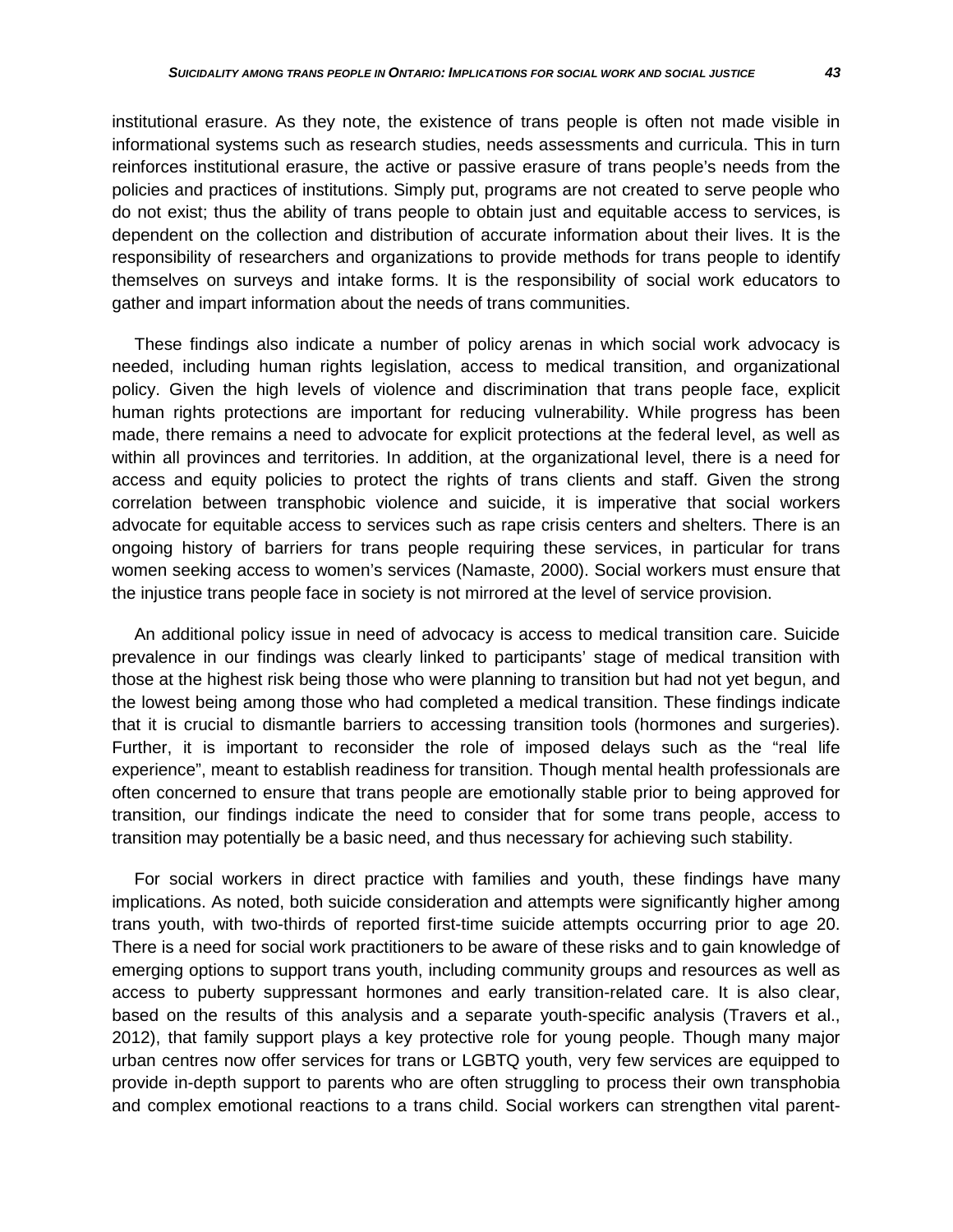institutional erasure. As they note, the existence of trans people is often not made visible in informational systems such as research studies, needs assessments and curricula. This in turn reinforces institutional erasure, the active or passive erasure of trans people's needs from the policies and practices of institutions. Simply put, programs are not created to serve people who do not exist; thus the ability of trans people to obtain just and equitable access to services, is dependent on the collection and distribution of accurate information about their lives. It is the responsibility of researchers and organizations to provide methods for trans people to identify themselves on surveys and intake forms. It is the responsibility of social work educators to gather and impart information about the needs of trans communities.

These findings also indicate a number of policy arenas in which social work advocacy is needed, including human rights legislation, access to medical transition, and organizational policy. Given the high levels of violence and discrimination that trans people face, explicit human rights protections are important for reducing vulnerability. While progress has been made, there remains a need to advocate for explicit protections at the federal level, as well as within all provinces and territories. In addition, at the organizational level, there is a need for access and equity policies to protect the rights of trans clients and staff. Given the strong correlation between transphobic violence and suicide, it is imperative that social workers advocate for equitable access to services such as rape crisis centers and shelters. There is an ongoing history of barriers for trans people requiring these services, in particular for trans women seeking access to women's services (Namaste, 2000). Social workers must ensure that the injustice trans people face in society is not mirrored at the level of service provision.

An additional policy issue in need of advocacy is access to medical transition care. Suicide prevalence in our findings was clearly linked to participants' stage of medical transition with those at the highest risk being those who were planning to transition but had not yet begun, and the lowest being among those who had completed a medical transition. These findings indicate that it is crucial to dismantle barriers to accessing transition tools (hormones and surgeries). Further, it is important to reconsider the role of imposed delays such as the "real life experience", meant to establish readiness for transition. Though mental health professionals are often concerned to ensure that trans people are emotionally stable prior to being approved for transition, our findings indicate the need to consider that for some trans people, access to transition may potentially be a basic need, and thus necessary for achieving such stability.

For social workers in direct practice with families and youth, these findings have many implications. As noted, both suicide consideration and attempts were significantly higher among trans youth, with two-thirds of reported first-time suicide attempts occurring prior to age 20. There is a need for social work practitioners to be aware of these risks and to gain knowledge of emerging options to support trans youth, including community groups and resources as well as access to puberty suppressant hormones and early transition-related care. It is also clear, based on the results of this analysis and a separate youth-specific analysis (Travers et al., 2012), that family support plays a key protective role for young people. Though many major urban centres now offer services for trans or LGBTQ youth, very few services are equipped to provide in-depth support to parents who are often struggling to process their own transphobia and complex emotional reactions to a trans child. Social workers can strengthen vital parent-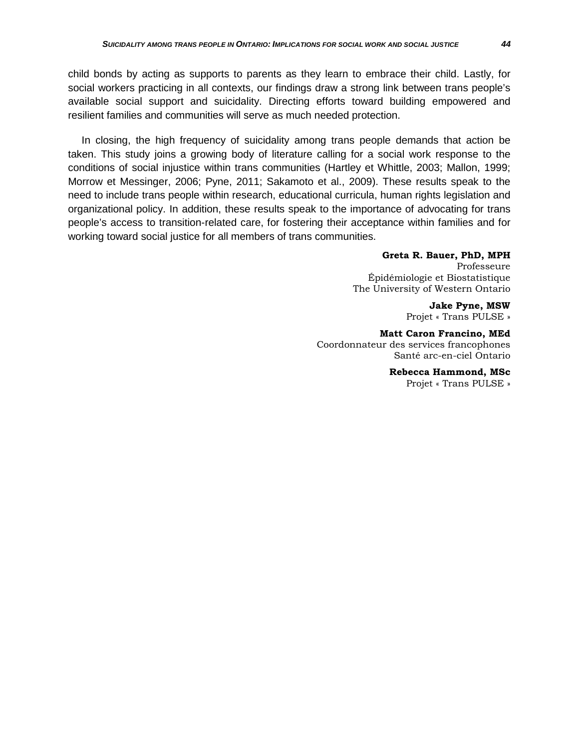child bonds by acting as supports to parents as they learn to embrace their child. Lastly, for social workers practicing in all contexts, our findings draw a strong link between trans people's available social support and suicidality. Directing efforts toward building empowered and resilient families and communities will serve as much needed protection.

In closing, the high frequency of suicidality among trans people demands that action be taken. This study joins a growing body of literature calling for a social work response to the conditions of social injustice within trans communities (Hartley et Whittle, 2003; Mallon, 1999; Morrow et Messinger, 2006; Pyne, 2011; Sakamoto et al., 2009). These results speak to the need to include trans people within research, educational curricula, human rights legislation and organizational policy. In addition, these results speak to the importance of advocating for trans people's access to transition-related care, for fostering their acceptance within families and for working toward social justice for all members of trans communities.

**Greta R. Bauer, PhD, MPH**
Professeure
Épidémiologie et Biostatistique
The University of Western Ontario

**Jake Pyne, MSW**
Projet « Trans PULSE »

**Matt Caron Francino, MEd**
Coordonnateur des services francophones
Santé arc-en-ciel Ontario

**Rebecca Hammond, MSc**
Projet « Trans PULSE »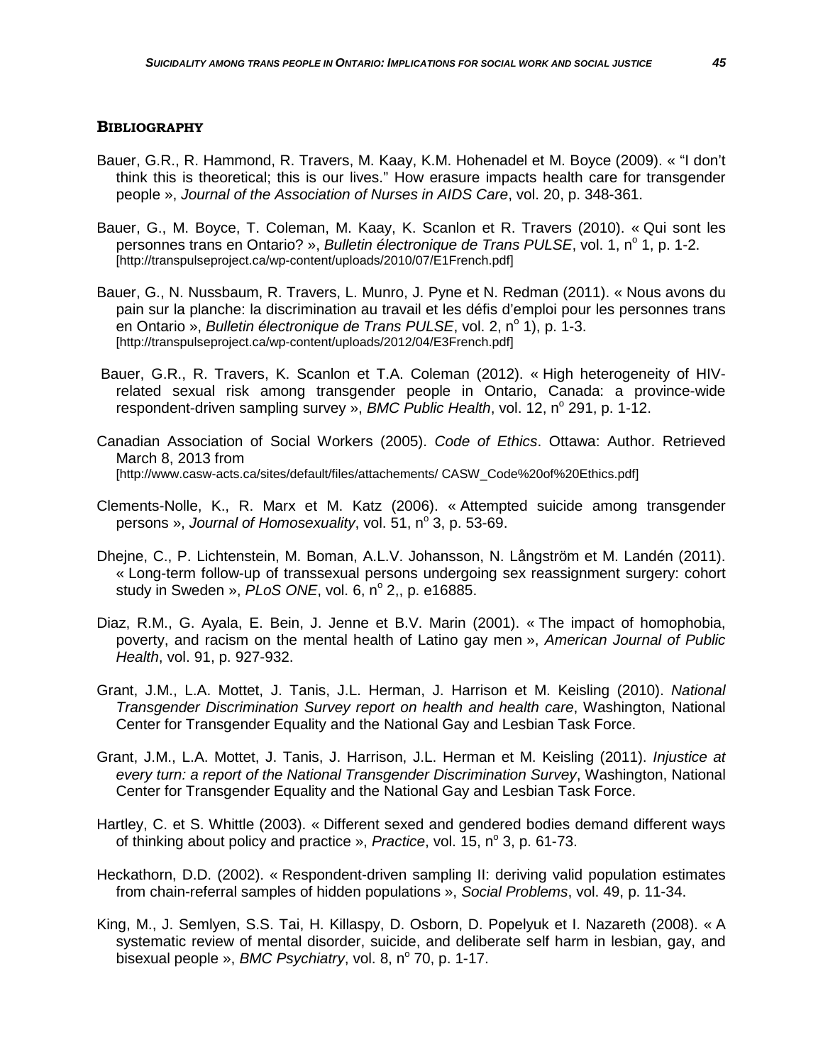## Bibliography

Bauer, G.R., R. Hammond, R. Travers, M. Kaay, K.M. Hohenadel et M. Boyce (2009). « "I don't think this is theoretical; this is our lives." How erasure impacts health care for transgender people », *Journal of the Association of Nurses in AIDS Care*, vol. 20, p. 348-361.

Bauer, G., M. Boyce, T. Coleman, M. Kaay, K. Scanlon et R. Travers (2010). « Qui sont les personnes trans en Ontario? », *Bulletin électronique de Trans PULSE*, vol. 1, n° 1, p. 1-2. [http://transpulseproject.ca/wp-content/uploads/2010/07/E1French.pdf]

Bauer, G., N. Nussbaum, R. Travers, L. Munro, J. Pyne et N. Redman (2011). « Nous avons du pain sur la planche: la discrimination au travail et les défis d'emploi pour les personnes trans en Ontario », *Bulletin électronique de Trans PULSE*, vol. 2, n° 1), p. 1-3. [http://transpulseproject.ca/wp-content/uploads/2012/04/E3French.pdf]

Bauer, G.R., R. Travers, K. Scanlon et T.A. Coleman (2012). « High heterogeneity of HIV-related sexual risk among transgender people in Ontario, Canada: a province-wide respondent-driven sampling survey », *BMC Public Health*, vol. 12, n° 291, p. 1-12.

Canadian Association of Social Workers (2005). *Code of Ethics*. Ottawa: Author. Retrieved March 8, 2013 from [http://www.casw-acts.ca/sites/default/files/attachements/ CASW_Code%20of%20Ethics.pdf]

Clements-Nolle, K., R. Marx et M. Katz (2006). « Attempted suicide among transgender persons », *Journal of Homosexuality*, vol. 51, n° 3, p. 53-69.

Dhejne, C., P. Lichtenstein, M. Boman, A.L.V. Johansson, N. Långström et M. Landén (2011). « Long-term follow-up of transsexual persons undergoing sex reassignment surgery: cohort study in Sweden », *PLoS ONE*, vol. 6, n° 2,, p. e16885.

Diaz, R.M., G. Ayala, E. Bein, J. Jenne et B.V. Marin (2001). « The impact of homophobia, poverty, and racism on the mental health of Latino gay men », *American Journal of Public Health*, vol. 91, p. 927-932.

Grant, J.M., L.A. Mottet, J. Tanis, J.L. Herman, J. Harrison et M. Keisling (2010). *National Transgender Discrimination Survey report on health and health care*, Washington, National Center for Transgender Equality and the National Gay and Lesbian Task Force.

Grant, J.M., L.A. Mottet, J. Tanis, J. Harrison, J.L. Herman et M. Keisling (2011). *Injustice at every turn: a report of the National Transgender Discrimination Survey*, Washington, National Center for Transgender Equality and the National Gay and Lesbian Task Force.

Hartley, C. et S. Whittle (2003). « Different sexed and gendered bodies demand different ways of thinking about policy and practice », *Practice*, vol. 15, n° 3, p. 61-73.

Heckathorn, D.D. (2002). « Respondent-driven sampling II: deriving valid population estimates from chain-referral samples of hidden populations », *Social Problems*, vol. 49, p. 11-34.

King, M., J. Semlyen, S.S. Tai, H. Killaspy, D. Osborn, D. Popelyuk et I. Nazareth (2008). « A systematic review of mental disorder, suicide, and deliberate self harm in lesbian, gay, and bisexual people », *BMC Psychiatry*, vol. 8, n° 70, p. 1-17.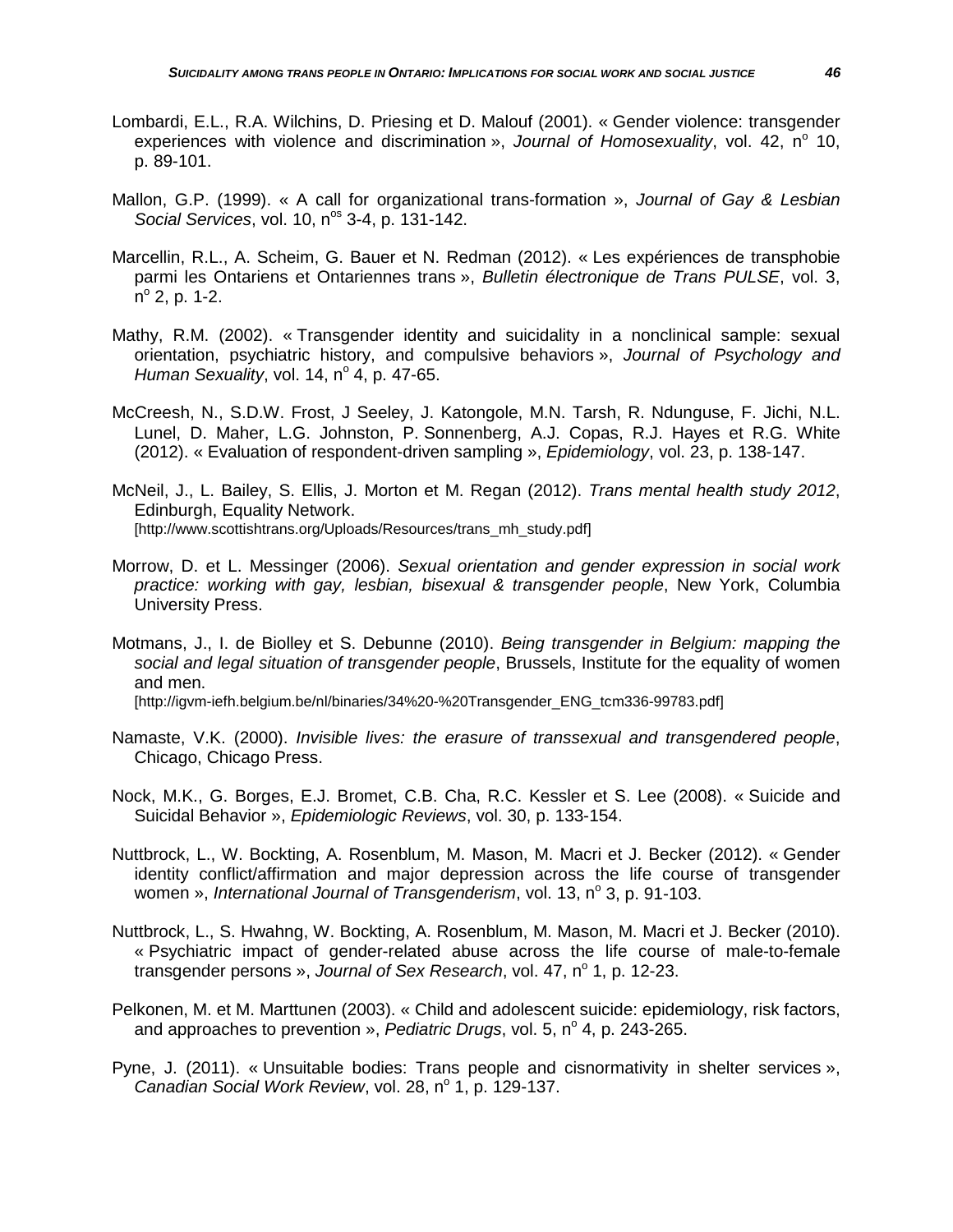Lombardi, E.L., R.A. Wilchins, D. Priesing et D. Malouf (2001). « Gender violence: transgender experiences with violence and discrimination », *Journal of Homosexuality*, vol. 42, n$^{o}$ 10, p. 89-101.

Mallon, G.P. (1999). « A call for organizational trans-formation », *Journal of Gay & Lesbian Social Services*, vol. 10, n$^{os}$ 3-4, p. 131-142.

Marcellin, R.L., A. Scheim, G. Bauer et N. Redman (2012). « Les expériences de transphobie parmi les Ontariens et Ontariennes trans », *Bulletin électronique de Trans PULSE*, vol. 3, n$^{o}$ 2, p. 1-2.

Mathy, R.M. (2002). « Transgender identity and suicidality in a nonclinical sample: sexual orientation, psychiatric history, and compulsive behaviors », *Journal of Psychology and Human Sexuality*, vol. 14, n$^{o}$ 4, p. 47-65.

McCreesh, N., S.D.W. Frost, J Seeley, J. Katongole, M.N. Tarsh, R. Ndunguse, F. Jichi, N.L. Lunel, D. Maher, L.G. Johnston, P. Sonnenberg, A.J. Copas, R.J. Hayes et R.G. White (2012). « Evaluation of respondent-driven sampling », *Epidemiology*, vol. 23, p. 138-147.

McNeil, J., L. Bailey, S. Ellis, J. Morton et M. Regan (2012). *Trans mental health study 2012*, Edinburgh, Equality Network. [http://www.scottishtrans.org/Uploads/Resources/trans_mh_study.pdf]

Morrow, D. et L. Messinger (2006). *Sexual orientation and gender expression in social work practice: working with gay, lesbian, bisexual & transgender people*, New York, Columbia University Press.

Motmans, J., I. de Biolley et S. Debunne (2010). *Being transgender in Belgium: mapping the social and legal situation of transgender people*, Brussels, Institute for the equality of women and men. [http://igvm-iefh.belgium.be/nl/binaries/34%20-%20Transgender_ENG_tcm336-99783.pdf]

Namaste, V.K. (2000). *Invisible lives: the erasure of transsexual and transgendered people*, Chicago, Chicago Press.

Nock, M.K., G. Borges, E.J. Bromet, C.B. Cha, R.C. Kessler et S. Lee (2008). « Suicide and Suicidal Behavior », *Epidemiologic Reviews*, vol. 30, p. 133-154.

Nuttbrock, L., W. Bockting, A. Rosenblum, M. Mason, M. Macri et J. Becker (2012). « Gender identity conflict/affirmation and major depression across the life course of transgender women », *International Journal of Transgenderism*, vol. 13, n$^{o}$ 3, p. 91-103.

Nuttbrock, L., S. Hwahng, W. Bockting, A. Rosenblum, M. Mason, M. Macri et J. Becker (2010). « Psychiatric impact of gender-related abuse across the life course of male-to-female transgender persons », *Journal of Sex Research*, vol. 47, n$^{o}$ 1, p. 12-23.

Pelkonen, M. et M. Marttunen (2003). « Child and adolescent suicide: epidemiology, risk factors, and approaches to prevention », *Pediatric Drugs*, vol. 5, n$^{o}$ 4, p. 243-265.

Pyne, J. (2011). « Unsuitable bodies: Trans people and cisnormativity in shelter services », *Canadian Social Work Review*, vol. 28, n$^{o}$ 1, p. 129-137.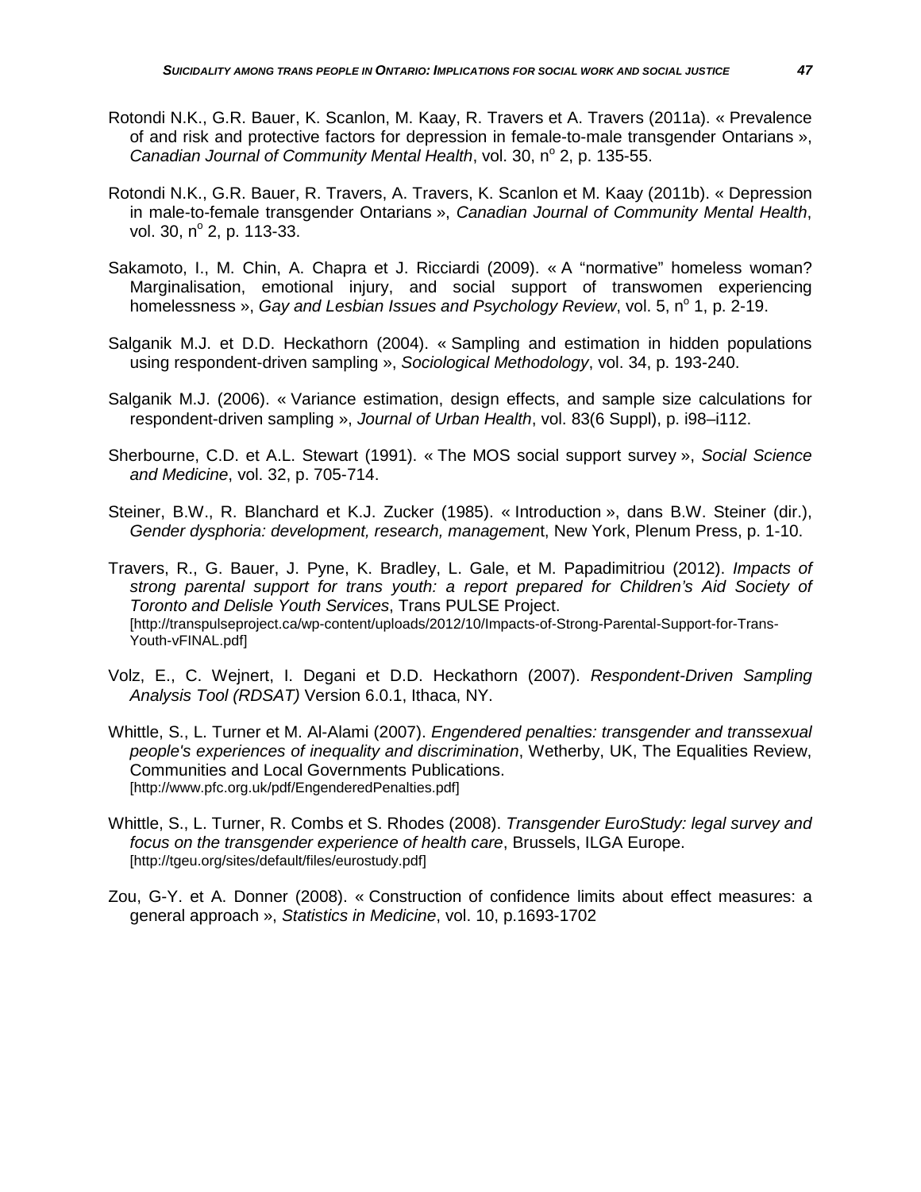Rotondi N.K., G.R. Bauer, K. Scanlon, M. Kaay, R. Travers et A. Travers (2011a). « Prevalence of and risk and protective factors for depression in female-to-male transgender Ontarians », *Canadian Journal of Community Mental Health*, vol. 30, n$^{o}$ 2, p. 135-55.

Rotondi N.K., G.R. Bauer, R. Travers, A. Travers, K. Scanlon et M. Kaay (2011b). « Depression in male-to-female transgender Ontarians », *Canadian Journal of Community Mental Health*, vol. 30, n$^{o}$ 2, p. 113-33.

Sakamoto, I., M. Chin, A. Chapra et J. Ricciardi (2009). « A “normative” homeless woman? Marginalisation, emotional injury, and social support of transwomen experiencing homelessness », *Gay and Lesbian Issues and Psychology Review*, vol. 5, n$^{o}$ 1, p. 2-19.

Salganik M.J. et D.D. Heckathorn (2004). « Sampling and estimation in hidden populations using respondent-driven sampling », *Sociological Methodology*, vol. 34, p. 193-240.

Salganik M.J. (2006). « Variance estimation, design effects, and sample size calculations for respondent-driven sampling », *Journal of Urban Health*, vol. 83(6 Suppl), p. i98–i112.

Sherbourne, C.D. et A.L. Stewart (1991). « The MOS social support survey », *Social Science and Medicine*, vol. 32, p. 705-714.

Steiner, B.W., R. Blanchard et K.J. Zucker (1985). « Introduction », dans B.W. Steiner (dir.), *Gender dysphoria: development, research, managemen*t, New York, Plenum Press, p. 1-10.

Travers, R., G. Bauer, J. Pyne, K. Bradley, L. Gale, et M. Papadimitriou (2012). *Impacts of strong parental support for trans youth: a report prepared for Children’s Aid Society of Toronto and Delisle Youth Services*, Trans PULSE Project. [http://transpulseproject.ca/wp-content/uploads/2012/10/Impacts-of-Strong-Parental-Support-for-Trans-Youth-vFINAL.pdf]

Volz, E., C. Wejnert, I. Degani et D.D. Heckathorn (2007). *Respondent-Driven Sampling Analysis Tool (RDSAT)* Version 6.0.1, Ithaca, NY.

Whittle, S., L. Turner et M. Al-Alami (2007). *Engendered penalties: transgender and transsexual people's experiences of inequality and discrimination*, Wetherby, UK, The Equalities Review, Communities and Local Governments Publications. [http://www.pfc.org.uk/pdf/EngenderedPenalties.pdf]

Whittle, S., L. Turner, R. Combs et S. Rhodes (2008). *Transgender EuroStudy: legal survey and focus on the transgender experience of health care*, Brussels, ILGA Europe. [http://tgeu.org/sites/default/files/eurostudy.pdf]

Zou, G-Y. et A. Donner (2008). « Construction of confidence limits about effect measures: a general approach », *Statistics in Medicine*, vol. 10, p.1693-1702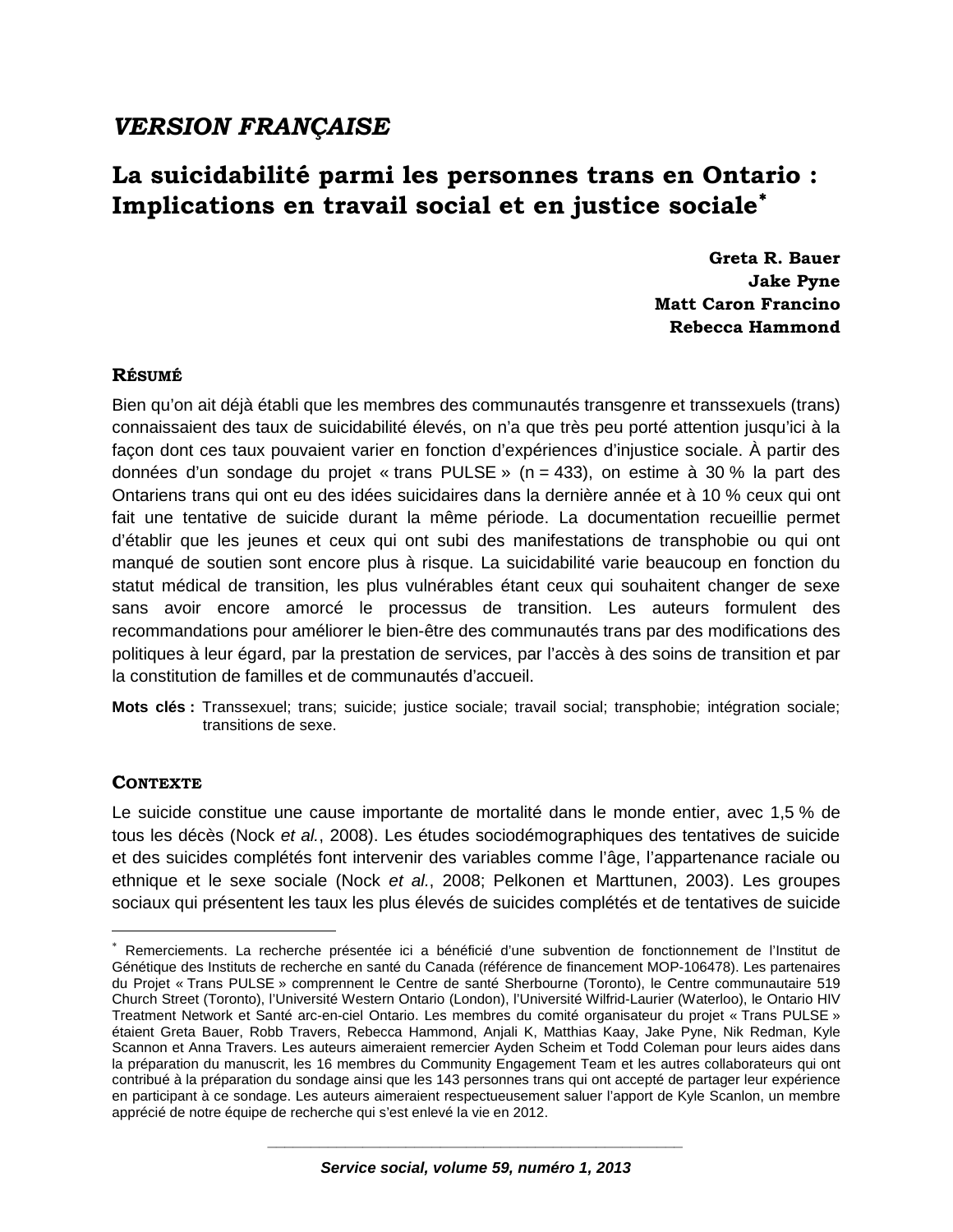*VERSION FRANÇAISE*

# La suicidabilité parmi les personnes trans en Ontario : Implications en travail social et en justice sociale*

**Greta R. Bauer**
**Jake Pyne**
**Matt Caron Francino**
**Rebecca Hammond**

## RÉSUMÉ

Bien qu'on ait déjà établi que les membres des communautés transgenre et transsexuels (trans) connaissaient des taux de suicidabilité élevés, on n'a que très peu porté attention jusqu'ici à la façon dont ces taux pouvaient varier en fonction d'expériences d'injustice sociale. À partir des données d'un sondage du projet « trans PULSE » (n = 433), on estime à 30 % la part des Ontariens trans qui ont eu des idées suicidaires dans la dernière année et à 10 % ceux qui ont fait une tentative de suicide durant la même période. La documentation recueillie permet d'établir que les jeunes et ceux qui ont subi des manifestations de transphobie ou qui ont manqué de soutien sont encore plus à risque. La suicidabilité varie beaucoup en fonction du statut médical de transition, les plus vulnérables étant ceux qui souhaitent changer de sexe sans avoir encore amorcé le processus de transition. Les auteurs formulent des recommandations pour améliorer le bien-être des communautés trans par des modifications des politiques à leur égard, par la prestation de services, par l'accès à des soins de transition et par la constitution de familles et de communautés d'accueil.

**Mots clés :** Transsexuel; trans; suicide; justice sociale; travail social; transphobie; intégration sociale; transitions de sexe.

## CONTEXTE

Le suicide constitue une cause importante de mortalité dans le monde entier, avec 1,5 % de tous les décès (Nock *et al.*, 2008). Les études sociodémographiques des tentatives de suicide et des suicides complétés font intervenir des variables comme l'âge, l'appartenance raciale ou ethnique et le sexe sociale (Nock *et al.*, 2008; Pelkonen et Marttunen, 2003). Les groupes sociaux qui présentent les taux les plus élevés de suicides complétés et de tentatives de suicide

---

* Remerciements. La recherche présentée ici a bénéficié d'une subvention de fonctionnement de l'Institut de Génétique des Instituts de recherche en santé du Canada (référence de financement MOP-106478). Les partenaires du Projet « Trans PULSE » comprennent le Centre de santé Sherbourne (Toronto), le Centre communautaire 519 Church Street (Toronto), l'Université Western Ontario (London), l'Université Wilfrid-Laurier (Waterloo), le Ontario HIV Treatment Network et Santé arc-en-ciel Ontario. Les membres du comité organisateur du projet « Trans PULSE » étaient Greta Bauer, Robb Travers, Rebecca Hammond, Anjali K, Matthias Kaay, Jake Pyne, Nik Redman, Kyle Scannon et Anna Travers. Les auteurs aimeraient remercier Ayden Scheim et Todd Coleman pour leurs aides dans la préparation du manuscrit, les 16 membres du Community Engagement Team et les autres collaborateurs qui ont contribué à la préparation du sondage ainsi que les 143 personnes trans qui ont accepté de partager leur expérience en participant à ce sondage. Les auteurs aimeraient respectueusement saluer l'apport de Kyle Scanlon, un membre apprécié de notre équipe de recherche qui s'est enlevé la vie en 2012.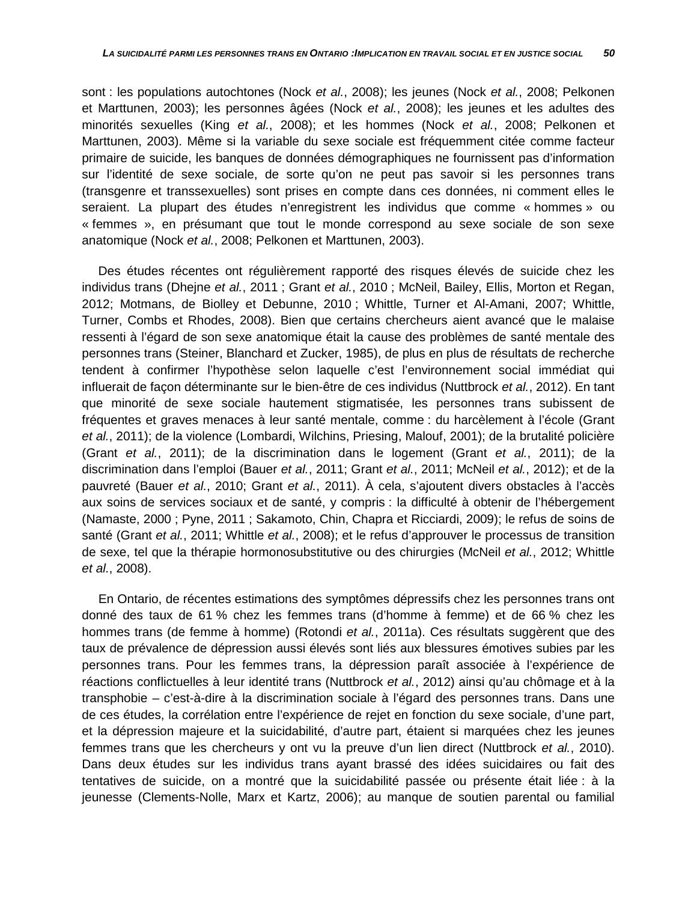sont : les populations autochtones (Nock *et al.*, 2008); les jeunes (Nock *et al.*, 2008; Pelkonen et Marttunen, 2003); les personnes âgées (Nock *et al.*, 2008); les jeunes et les adultes des minorités sexuelles (King *et al.*, 2008); et les hommes (Nock *et al.*, 2008; Pelkonen et Marttunen, 2003). Même si la variable du sexe sociale est fréquemment citée comme facteur primaire de suicide, les banques de données démographiques ne fournissent pas d'information sur l'identité de sexe sociale, de sorte qu'on ne peut pas savoir si les personnes trans (transgenre et transsexuelles) sont prises en compte dans ces données, ni comment elles le seraient. La plupart des études n'enregistrent les individus que comme « hommes » ou « femmes », en présumant que tout le monde correspond au sexe sociale de son sexe anatomique (Nock *et al.*, 2008; Pelkonen et Marttunen, 2003).

Des études récentes ont régulièrement rapporté des risques élevés de suicide chez les individus trans (Dhejne *et al.*, 2011 ; Grant *et al.*, 2010 ; McNeil, Bailey, Ellis, Morton et Regan, 2012; Motmans, de Biolley et Debunne, 2010 ; Whittle, Turner et Al-Amani, 2007; Whittle, Turner, Combs et Rhodes, 2008). Bien que certains chercheurs aient avancé que le malaise ressenti à l'égard de son sexe anatomique était la cause des problèmes de santé mentale des personnes trans (Steiner, Blanchard et Zucker, 1985), de plus en plus de résultats de recherche tendent à confirmer l'hypothèse selon laquelle c'est l'environnement social immédiat qui influerait de façon déterminante sur le bien-être de ces individus (Nuttbrock *et al.*, 2012). En tant que minorité de sexe sociale hautement stigmatisée, les personnes trans subissent de fréquentes et graves menaces à leur santé mentale, comme : du harcèlement à l'école (Grant *et al.*, 2011); de la violence (Lombardi, Wilchins, Priesing, Malouf, 2001); de la brutalité policière (Grant *et al.*, 2011); de la discrimination dans le logement (Grant *et al.*, 2011); de la discrimination dans l'emploi (Bauer *et al.*, 2011; Grant *et al.*, 2011; McNeil *et al.*, 2012); et de la pauvreté (Bauer *et al.*, 2010; Grant *et al.*, 2011). À cela, s'ajoutent divers obstacles à l'accès aux soins de services sociaux et de santé, y compris : la difficulté à obtenir de l'hébergement (Namaste, 2000 ; Pyne, 2011 ; Sakamoto, Chin, Chapra et Ricciardi, 2009); le refus de soins de santé (Grant *et al.*, 2011; Whittle *et al.*, 2008); et le refus d'approuver le processus de transition de sexe, tel que la thérapie hormonosubstitutive ou des chirurgies (McNeil *et al.*, 2012; Whittle *et al.*, 2008).

En Ontario, de récentes estimations des symptômes dépressifs chez les personnes trans ont donné des taux de 61 % chez les femmes trans (d'homme à femme) et de 66 % chez les hommes trans (de femme à homme) (Rotondi *et al.*, 2011a). Ces résultats suggèrent que des taux de prévalence de dépression aussi élevés sont liés aux blessures émotives subies par les personnes trans. Pour les femmes trans, la dépression paraît associée à l'expérience de réactions conflictuelles à leur identité trans (Nuttbrock *et al.*, 2012) ainsi qu'au chômage et à la transphobie – c'est-à-dire à la discrimination sociale à l'égard des personnes trans. Dans une de ces études, la corrélation entre l'expérience de rejet en fonction du sexe sociale, d'une part, et la dépression majeure et la suicidabilité, d'autre part, étaient si marquées chez les jeunes femmes trans que les chercheurs y ont vu la preuve d'un lien direct (Nuttbrock *et al.*, 2010). Dans deux études sur les individus trans ayant brassé des idées suicidaires ou fait des tentatives de suicide, on a montré que la suicidabilité passée ou présente était liée : à la jeunesse (Clements-Nolle, Marx et Kartz, 2006); au manque de soutien parental ou familial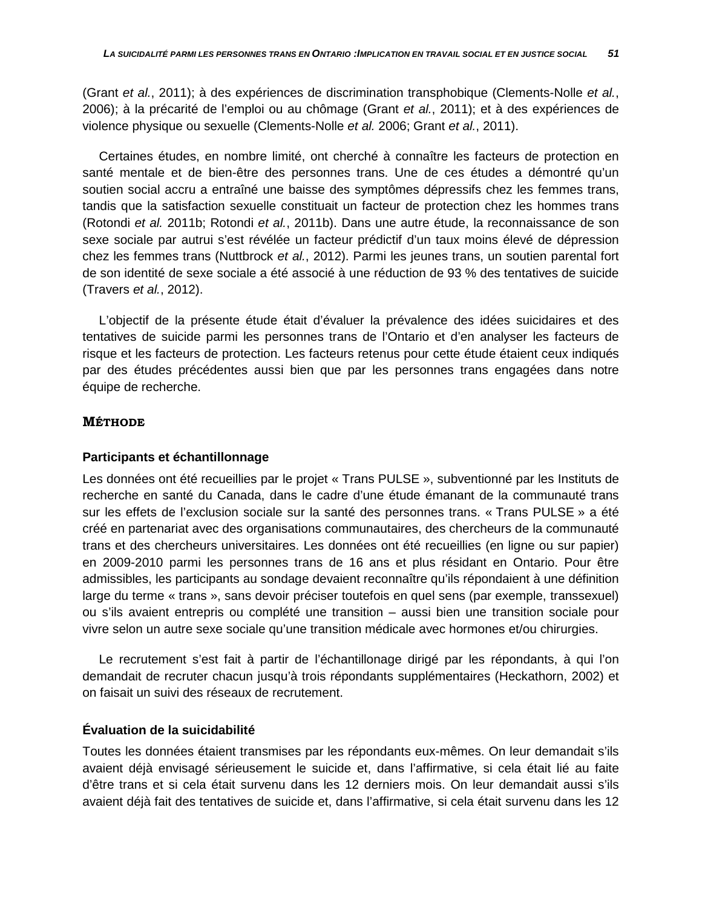(Grant *et al.*, 2011); à des expériences de discrimination transphobique (Clements-Nolle *et al.*, 2006); à la précarité de l'emploi ou au chômage (Grant *et al.*, 2011); et à des expériences de violence physique ou sexuelle (Clements-Nolle *et al.* 2006; Grant *et al.*, 2011).

Certaines études, en nombre limité, ont cherché à connaître les facteurs de protection en santé mentale et de bien-être des personnes trans. Une de ces études a démontré qu'un soutien social accru a entraîné une baisse des symptômes dépressifs chez les femmes trans, tandis que la satisfaction sexuelle constituait un facteur de protection chez les hommes trans (Rotondi *et al.* 2011b; Rotondi *et al.*, 2011b). Dans une autre étude, la reconnaissance de son sexe sociale par autrui s'est révélée un facteur prédictif d'un taux moins élevé de dépression chez les femmes trans (Nuttbrock *et al.*, 2012). Parmi les jeunes trans, un soutien parental fort de son identité de sexe sociale a été associé à une réduction de 93 % des tentatives de suicide (Travers *et al.*, 2012).

L'objectif de la présente étude était d'évaluer la prévalence des idées suicidaires et des tentatives de suicide parmi les personnes trans de l'Ontario et d'en analyser les facteurs de risque et les facteurs de protection. Les facteurs retenus pour cette étude étaient ceux indiqués par des études précédentes aussi bien que par les personnes trans engagées dans notre équipe de recherche.

## MÉTHODE

### Participants et échantillonnage

Les données ont été recueillies par le projet « Trans PULSE », subventionné par les Instituts de recherche en santé du Canada, dans le cadre d'une étude émanant de la communauté trans sur les effets de l'exclusion sociale sur la santé des personnes trans. « Trans PULSE » a été créé en partenariat avec des organisations communautaires, des chercheurs de la communauté trans et des chercheurs universitaires. Les données ont été recueillies (en ligne ou sur papier) en 2009-2010 parmi les personnes trans de 16 ans et plus résidant en Ontario. Pour être admissibles, les participants au sondage devaient reconnaître qu'ils répondaient à une définition large du terme « trans », sans devoir préciser toutefois en quel sens (par exemple, transsexuel) ou s'ils avaient entrepris ou complété une transition – aussi bien une transition sociale pour vivre selon un autre sexe sociale qu'une transition médicale avec hormones et/ou chirurgies.

Le recrutement s'est fait à partir de l'échantillonage dirigé par les répondants, à qui l'on demandait de recruter chacun jusqu'à trois répondants supplémentaires (Heckathorn, 2002) et on faisait un suivi des réseaux de recrutement.

### Évaluation de la suicidabilité

Toutes les données étaient transmises par les répondants eux-mêmes. On leur demandait s'ils avaient déjà envisagé sérieusement le suicide et, dans l'affirmative, si cela était lié au faite d'être trans et si cela était survenu dans les 12 derniers mois. On leur demandait aussi s'ils avaient déjà fait des tentatives de suicide et, dans l'affirmative, si cela était survenu dans les 12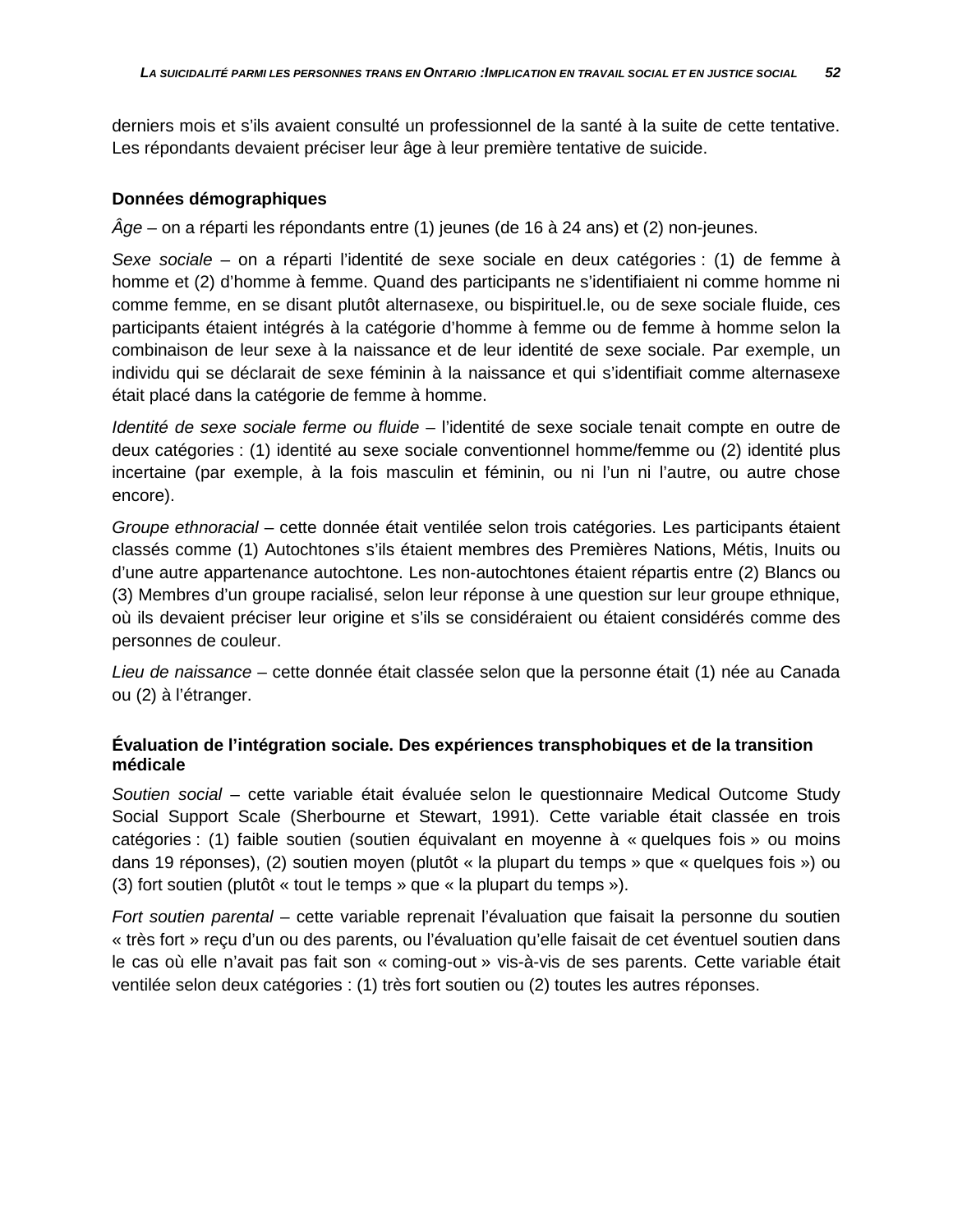derniers mois et s'ils avaient consulté un professionnel de la santé à la suite de cette tentative. Les répondants devaient préciser leur âge à leur première tentative de suicide.

**Données démographiques**

*Âge* – on a réparti les répondants entre (1) jeunes (de 16 à 24 ans) et (2) non-jeunes.

*Sexe sociale* – on a réparti l'identité de sexe sociale en deux catégories : (1) de femme à homme et (2) d'homme à femme. Quand des participants ne s'identifiaient ni comme homme ni comme femme, en se disant plutôt alternasexe, ou bispirituel.le, ou de sexe sociale fluide, ces participants étaient intégrés à la catégorie d'homme à femme ou de femme à homme selon la combinaison de leur sexe à la naissance et de leur identité de sexe sociale. Par exemple, un individu qui se déclarait de sexe féminin à la naissance et qui s'identifiait comme alternasexe était placé dans la catégorie de femme à homme.

*Identité de sexe sociale ferme ou fluide* – l'identité de sexe sociale tenait compte en outre de deux catégories : (1) identité au sexe sociale conventionnel homme/femme ou (2) identité plus incertaine (par exemple, à la fois masculin et féminin, ou ni l'un ni l'autre, ou autre chose encore).

*Groupe ethnoracial* – cette donnée était ventilée selon trois catégories. Les participants étaient classés comme (1) Autochtones s'ils étaient membres des Premières Nations, Métis, Inuits ou d'une autre appartenance autochtone. Les non-autochtones étaient répartis entre (2) Blancs ou (3) Membres d'un groupe racialisé, selon leur réponse à une question sur leur groupe ethnique, où ils devaient préciser leur origine et s'ils se considéraient ou étaient considérés comme des personnes de couleur.

*Lieu de naissance* – cette donnée était classée selon que la personne était (1) née au Canada ou (2) à l'étranger.

**Évaluation de l'intégration sociale. Des expériences transphobiques et de la transition médicale**

*Soutien social* – cette variable était évaluée selon le questionnaire Medical Outcome Study Social Support Scale (Sherbourne et Stewart, 1991). Cette variable était classée en trois catégories : (1) faible soutien (soutien équivalant en moyenne à « quelques fois » ou moins dans 19 réponses), (2) soutien moyen (plutôt « la plupart du temps » que « quelques fois ») ou (3) fort soutien (plutôt « tout le temps » que « la plupart du temps »).

*Fort soutien parental* – cette variable reprenait l'évaluation que faisait la personne du soutien « très fort » reçu d'un ou des parents, ou l'évaluation qu'elle faisait de cet éventuel soutien dans le cas où elle n'avait pas fait son « coming-out » vis-à-vis de ses parents. Cette variable était ventilée selon deux catégories : (1) très fort soutien ou (2) toutes les autres réponses.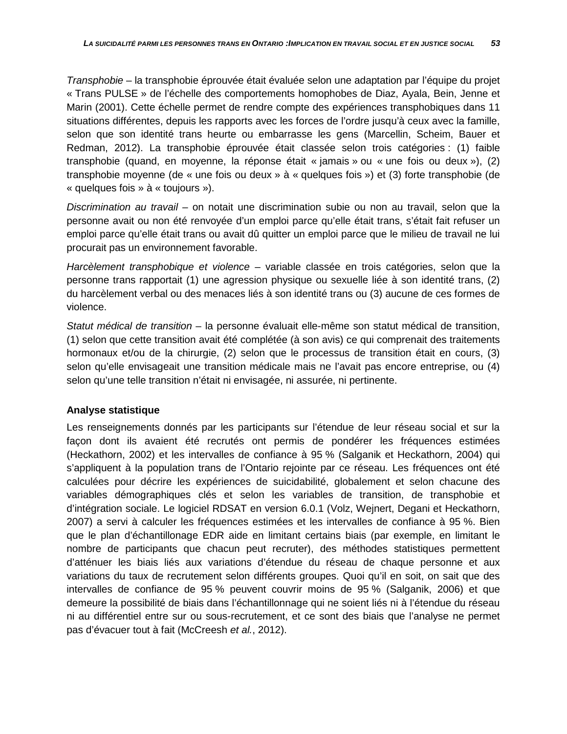*Transphobie* – la transphobie éprouvée était évaluée selon une adaptation par l'équipe du projet « Trans PULSE » de l'échelle des comportements homophobes de Diaz, Ayala, Bein, Jenne et Marin (2001). Cette échelle permet de rendre compte des expériences transphobiques dans 11 situations différentes, depuis les rapports avec les forces de l'ordre jusqu'à ceux avec la famille, selon que son identité trans heurte ou embarrasse les gens (Marcellin, Scheim, Bauer et Redman, 2012). La transphobie éprouvée était classée selon trois catégories : (1) faible transphobie (quand, en moyenne, la réponse était « jamais » ou « une fois ou deux »), (2) transphobie moyenne (de « une fois ou deux » à « quelques fois ») et (3) forte transphobie (de « quelques fois » à « toujours »).

*Discrimination au travail* – on notait une discrimination subie ou non au travail, selon que la personne avait ou non été renvoyée d'un emploi parce qu'elle était trans, s'était fait refuser un emploi parce qu'elle était trans ou avait dû quitter un emploi parce que le milieu de travail ne lui procurait pas un environnement favorable.

*Harcèlement transphobique et violence* – variable classée en trois catégories, selon que la personne trans rapportait (1) une agression physique ou sexuelle liée à son identité trans, (2) du harcèlement verbal ou des menaces liés à son identité trans ou (3) aucune de ces formes de violence.

*Statut médical de transition* – la personne évaluait elle-même son statut médical de transition, (1) selon que cette transition avait été complétée (à son avis) ce qui comprenait des traitements hormonaux et/ou de la chirurgie, (2) selon que le processus de transition était en cours, (3) selon qu'elle envisageait une transition médicale mais ne l'avait pas encore entreprise, ou (4) selon qu'une telle transition n'était ni envisagée, ni assurée, ni pertinente.

**Analyse statistique**

Les renseignements donnés par les participants sur l'étendue de leur réseau social et sur la façon dont ils avaient été recrutés ont permis de pondérer les fréquences estimées (Heckathorn, 2002) et les intervalles de confiance à 95 % (Salganik et Heckathorn, 2004) qui s'appliquent à la population trans de l'Ontario rejointe par ce réseau. Les fréquences ont été calculées pour décrire les expériences de suicidabilité, globalement et selon chacune des variables démographiques clés et selon les variables de transition, de transphobie et d'intégration sociale. Le logiciel RDSAT en version 6.0.1 (Volz, Wejnert, Degani et Heckathorn, 2007) a servi à calculer les fréquences estimées et les intervalles de confiance à 95 %. Bien que le plan d'échantillonage EDR aide en limitant certains biais (par exemple, en limitant le nombre de participants que chacun peut recruter), des méthodes statistiques permettent d'atténuer les biais liés aux variations d'étendue du réseau de chaque personne et aux variations du taux de recrutement selon différents groupes. Quoi qu'il en soit, on sait que des intervalles de confiance de 95 % peuvent couvrir moins de 95 % (Salganik, 2006) et que demeure la possibilité de biais dans l'échantillonnage qui ne soient liés ni à l'étendue du réseau ni au différentiel entre sur ou sous-recrutement, et ce sont des biais que l'analyse ne permet pas d'évacuer tout à fait (McCreesh *et al.*, 2012).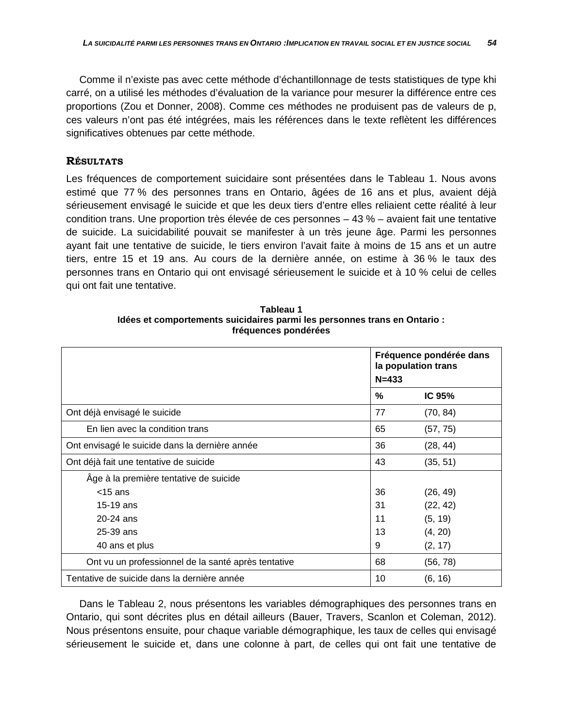Comme il n'existe pas avec cette méthode d'échantillonnage de tests statistiques de type khi carré, on a utilisé les méthodes d'évaluation de la variance pour mesurer la différence entre ces proportions (Zou et Donner, 2008). Comme ces méthodes ne produisent pas de valeurs de p, ces valeurs n'ont pas été intégrées, mais les références dans le texte reflètent les différences significatives obtenues par cette méthode.

## RÉSULTATS

Les fréquences de comportement suicidaire sont présentées dans le Tableau 1. Nous avons estimé que 77 % des personnes trans en Ontario, âgées de 16 ans et plus, avaient déjà sérieusement envisagé le suicide et que les deux tiers d'entre elles reliaient cette réalité à leur condition trans. Une proportion très élevée de ces personnes – 43 % – avaient fait une tentative de suicide. La suicidabilité pouvait se manifester à un très jeune âge. Parmi les personnes ayant fait une tentative de suicide, le tiers environ l'avait faite à moins de 15 ans et un autre tiers, entre 15 et 19 ans. Au cours de la dernière année, on estime à 36 % le taux des personnes trans en Ontario qui ont envisagé sérieusement le suicide et à 10 % celui de celles qui ont fait une tentative.

**Tableau 1**
**Idées et comportements suicidaires parmi les personnes trans en Ontario : fréquences pondérées**

| | Fréquence pondérée dans la population trans N=433 | |
|---|---|---|
| | % | IC 95% |
| Ont déjà envisagé le suicide | 77 | (70, 84) |
| En lien avec la condition trans | 65 | (57, 75) |
| Ont envisagé le suicide dans la dernière année | 36 | (28, 44) |
| Ont déjà fait une tentative de suicide | 43 | (35, 51) |
| Âge à la première tentative de suicide | | |
| <15 ans | 36 | (26, 49) |
| 15-19 ans | 31 | (22, 42) |
| 20-24 ans | 11 | (5, 19) |
| 25-39 ans | 13 | (4, 20) |
| 40 ans et plus | 9 | (2, 17) |
| Ont vu un professionnel de la santé après tentative | 68 | (56, 78) |
| Tentative de suicide dans la dernière année | 10 | (6, 16) |

Dans le Tableau 2, nous présentons les variables démographiques des personnes trans en Ontario, qui sont décrites plus en détail ailleurs (Bauer, Travers, Scanlon et Coleman, 2012). Nous présentons ensuite, pour chaque variable démographique, les taux de celles qui envisagé sérieusement le suicide et, dans une colonne à part, de celles qui ont fait une tentative de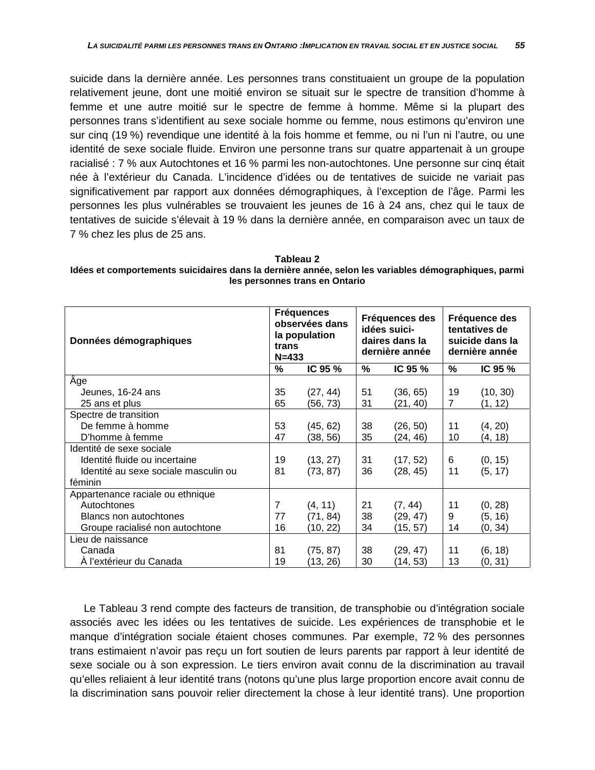suicide dans la dernière année. Les personnes trans constituaient un groupe de la population relativement jeune, dont une moitié environ se situait sur le spectre de transition d'homme à femme et une autre moitié sur le spectre de femme à homme. Même si la plupart des personnes trans s'identifient au sexe sociale homme ou femme, nous estimons qu'environ une sur cinq (19 %) revendique une identité à la fois homme et femme, ou ni l'un ni l'autre, ou une identité de sexe sociale fluide. Environ une personne trans sur quatre appartenait à un groupe racialisé : 7 % aux Autochtones et 16 % parmi les non-autochtones. Une personne sur cinq était née à l'extérieur du Canada. L'incidence d'idées ou de tentatives de suicide ne variait pas significativement par rapport aux données démographiques, à l'exception de l'âge. Parmi les personnes les plus vulnérables se trouvaient les jeunes de 16 à 24 ans, chez qui le taux de tentatives de suicide s'élevait à 19 % dans la dernière année, en comparaison avec un taux de 7 % chez les plus de 25 ans.

**Tableau 2**
**Idées et comportements suicidaires dans la dernière année, selon les variables démographiques, parmi les personnes trans en Ontario**

| Données démographiques | Fréquences observées dans la population trans N=433 | | Fréquences des idées suicidaires dans la dernière année | | Fréquence des tentatives de suicide dans la dernière année | |
|---|---|---|---|---|---|---|
| | % | IC 95 % | % | IC 95 % | % | IC 95 % |
| Âge | | | | | | |
| Jeunes, 16-24 ans | 35 | (27, 44) | 51 | (36, 65) | 19 | (10, 30) |
| 25 ans et plus | 65 | (56, 73) | 31 | (21, 40) | 7 | (1, 12) |
| Spectre de transition | | | | | | |
| De femme à homme | 53 | (45, 62) | 38 | (26, 50) | 11 | (4, 20) |
| D'homme à femme | 47 | (38, 56) | 35 | (24, 46) | 10 | (4, 18) |
| Identité de sexe sociale | | | | | | |
| Identité fluide ou incertaine | 19 | (13, 27) | 31 | (17, 52) | 6 | (0, 15) |
| Identité au sexe sociale masculin ou féminin | 81 | (73, 87) | 36 | (28, 45) | 11 | (5, 17) |
| Appartenance raciale ou ethnique | | | | | | |
| Autochtones | 7 | (4, 11) | 21 | (7, 44) | 11 | (0, 28) |
| Blancs non autochtones | 77 | (71, 84) | 38 | (29, 47) | 9 | (5, 16) |
| Groupe racialisé non autochtone | 16 | (10, 22) | 34 | (15, 57) | 14 | (0, 34) |
| Lieu de naissance | | | | | | |
| Canada | 81 | (75, 87) | 38 | (29, 47) | 11 | (6, 18) |
| À l'extérieur du Canada | 19 | (13, 26) | 30 | (14, 53) | 13 | (0, 31) |

Le Tableau 3 rend compte des facteurs de transition, de transphobie ou d'intégration sociale associés avec les idées ou les tentatives de suicide. Les expériences de transphobie et le manque d'intégration sociale étaient choses communes. Par exemple, 72 % des personnes trans estimaient n'avoir pas reçu un fort soutien de leurs parents par rapport à leur identité de sexe sociale ou à son expression. Le tiers environ avait connu de la discrimination au travail qu'elles reliaient à leur identité trans (notons qu'une plus large proportion encore avait connu de la discrimination sans pouvoir relier directement la chose à leur identité trans). Une proportion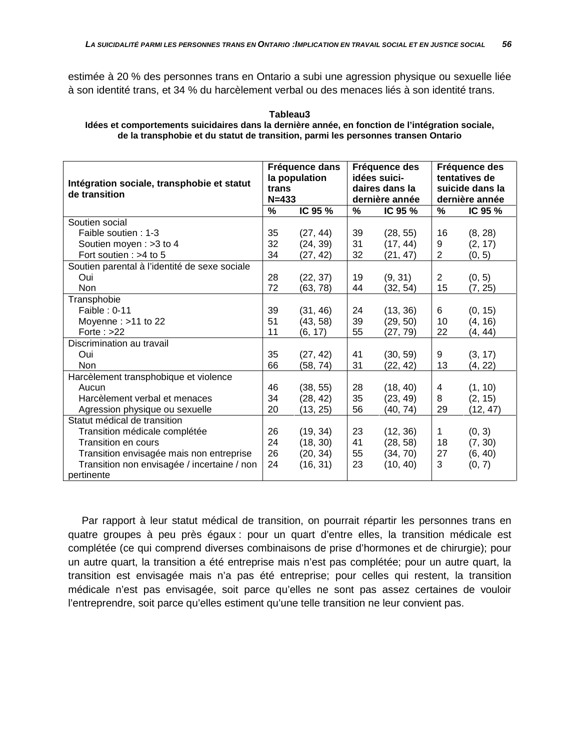estimée à 20 % des personnes trans en Ontario a subi une agression physique ou sexuelle liée à son identité trans, et 34 % du harcèlement verbal ou des menaces liés à son identité trans.

**Tableau3**
**Idées et comportements suicidaires dans la dernière année, en fonction de l'intégration sociale, de la transphobie et du statut de transition, parmi les personnes transen Ontario**

| Intégration sociale, transphobie et statut de transition | Fréquence dans la population trans N=433 | | Fréquence des idées suici-daires dans la dernière année | | Fréquence des tentatives de suicide dans la dernière année | |
|---|---|---|---|---|---|---|
| | % | IC 95 % | % | IC 95 % | % | IC 95 % |
| Soutien social | | | | | | |
| Faible soutien : 1-3 | 35 | (27, 44) | 39 | (28, 55) | 16 | (8, 28) |
| Soutien moyen : >3 to 4 | 32 | (24, 39) | 31 | (17, 44) | 9 | (2, 17) |
| Fort soutien : >4 to 5 | 34 | (27, 42) | 32 | (21, 47) | 2 | (0, 5) |
| Soutien parental à l'identité de sexe sociale | | | | | | |
| Oui | 28 | (22, 37) | 19 | (9, 31) | 2 | (0, 5) |
| Non | 72 | (63, 78) | 44 | (32, 54) | 15 | (7, 25) |
| Transphobie | | | | | | |
| Faible : 0-11 | 39 | (31, 46) | 24 | (13, 36) | 6 | (0, 15) |
| Moyenne : >11 to 22 | 51 | (43, 58) | 39 | (29, 50) | 10 | (4, 16) |
| Forte : >22 | 11 | (6, 17) | 55 | (27, 79) | 22 | (4, 44) |
| Discrimination au travail | | | | | | |
| Oui | 35 | (27, 42) | 41 | (30, 59) | 9 | (3, 17) |
| Non | 66 | (58, 74) | 31 | (22, 42) | 13 | (4, 22) |
| Harcèlement transphobique et violence | | | | | | |
| Aucun | 46 | (38, 55) | 28 | (18, 40) | 4 | (1, 10) |
| Harcèlement verbal et menaces | 34 | (28, 42) | 35 | (23, 49) | 8 | (2, 15) |
| Agression physique ou sexuelle | 20 | (13, 25) | 56 | (40, 74) | 29 | (12, 47) |
| Statut médical de transition | | | | | | |
| Transition médicale complétée | 26 | (19, 34) | 23 | (12, 36) | 1 | (0, 3) |
| Transition en cours | 24 | (18, 30) | 41 | (28, 58) | 18 | (7, 30) |
| Transition envisagée mais non entreprise | 26 | (20, 34) | 55 | (34, 70) | 27 | (6, 40) |
| Transition non envisagée / incertaine / non pertinente | 24 | (16, 31) | 23 | (10, 40) | 3 | (0, 7) |

Par rapport à leur statut médical de transition, on pourrait répartir les personnes trans en quatre groupes à peu près égaux : pour un quart d'entre elles, la transition médicale est complétée (ce qui comprend diverses combinaisons de prise d'hormones et de chirurgie); pour un autre quart, la transition a été entreprise mais n'est pas complétée; pour un autre quart, la transition est envisagée mais n'a pas été entreprise; pour celles qui restent, la transition médicale n'est pas envisagée, soit parce qu'elles ne sont pas assez certaines de vouloir l'entreprendre, soit parce qu'elles estiment qu'une telle transition ne leur convient pas.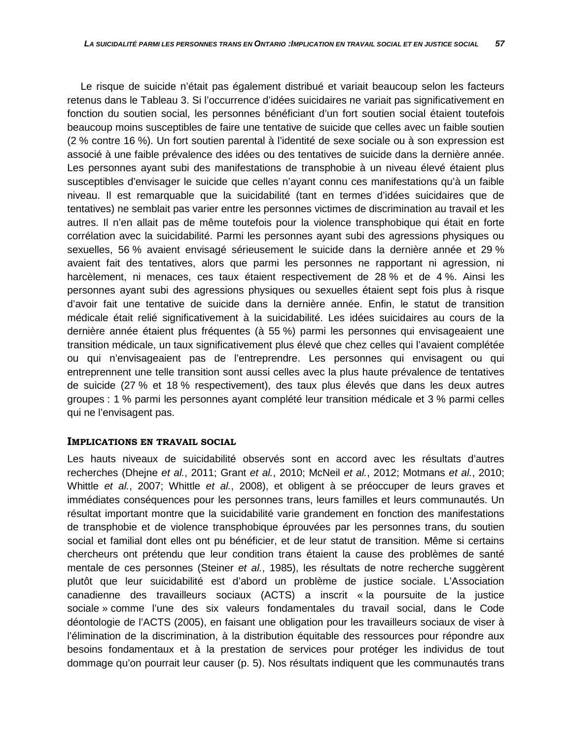Le risque de suicide n'était pas également distribué et variait beaucoup selon les facteurs retenus dans le Tableau 3. Si l'occurrence d'idées suicidaires ne variait pas significativement en fonction du soutien social, les personnes bénéficiant d'un fort soutien social étaient toutefois beaucoup moins susceptibles de faire une tentative de suicide que celles avec un faible soutien (2 % contre 16 %). Un fort soutien parental à l'identité de sexe sociale ou à son expression est associé à une faible prévalence des idées ou des tentatives de suicide dans la dernière année. Les personnes ayant subi des manifestations de transphobie à un niveau élevé étaient plus susceptibles d'envisager le suicide que celles n'ayant connu ces manifestations qu'à un faible niveau. Il est remarquable que la suicidabilité (tant en termes d'idées suicidaires que de tentatives) ne semblait pas varier entre les personnes victimes de discrimination au travail et les autres. Il n'en allait pas de même toutefois pour la violence transphobique qui était en forte corrélation avec la suicidabilité. Parmi les personnes ayant subi des agressions physiques ou sexuelles, 56 % avaient envisagé sérieusement le suicide dans la dernière année et 29 % avaient fait des tentatives, alors que parmi les personnes ne rapportant ni agression, ni harcèlement, ni menaces, ces taux étaient respectivement de 28 % et de 4 %. Ainsi les personnes ayant subi des agressions physiques ou sexuelles étaient sept fois plus à risque d'avoir fait une tentative de suicide dans la dernière année. Enfin, le statut de transition médicale était relié significativement à la suicidabilité. Les idées suicidaires au cours de la dernière année étaient plus fréquentes (à 55 %) parmi les personnes qui envisageaient une transition médicale, un taux significativement plus élevé que chez celles qui l'avaient complétée ou qui n'envisageaient pas de l'entreprendre. Les personnes qui envisagent ou qui entreprennent une telle transition sont aussi celles avec la plus haute prévalence de tentatives de suicide (27 % et 18 % respectivement), des taux plus élevés que dans les deux autres groupes : 1 % parmi les personnes ayant complété leur transition médicale et 3 % parmi celles qui ne l'envisagent pas.

## Implications en travail social

Les hauts niveaux de suicidabilité observés sont en accord avec les résultats d'autres recherches (Dhejne *et al.*, 2011; Grant *et al.*, 2010; McNeil *et al.*, 2012; Motmans *et al.*, 2010; Whittle *et al.*, 2007; Whittle *et al.*, 2008), et obligent à se préoccuper de leurs graves et immédiates conséquences pour les personnes trans, leurs familles et leurs communautés. Un résultat important montre que la suicidabilité varie grandement en fonction des manifestations de transphobie et de violence transphobique éprouvées par les personnes trans, du soutien social et familial dont elles ont pu bénéficier, et de leur statut de transition. Même si certains chercheurs ont prétendu que leur condition trans étaient la cause des problèmes de santé mentale de ces personnes (Steiner *et al.*, 1985), les résultats de notre recherche suggèrent plutôt que leur suicidabilité est d'abord un problème de justice sociale. L'Association canadienne des travailleurs sociaux (ACTS) a inscrit « la poursuite de la justice sociale » comme l'une des six valeurs fondamentales du travail social, dans le Code déontologie de l'ACTS (2005), en faisant une obligation pour les travailleurs sociaux de viser à l'élimination de la discrimination, à la distribution équitable des ressources pour répondre aux besoins fondamentaux et à la prestation de services pour protéger les individus de tout dommage qu'on pourrait leur causer (p. 5). Nos résultats indiquent que les communautés trans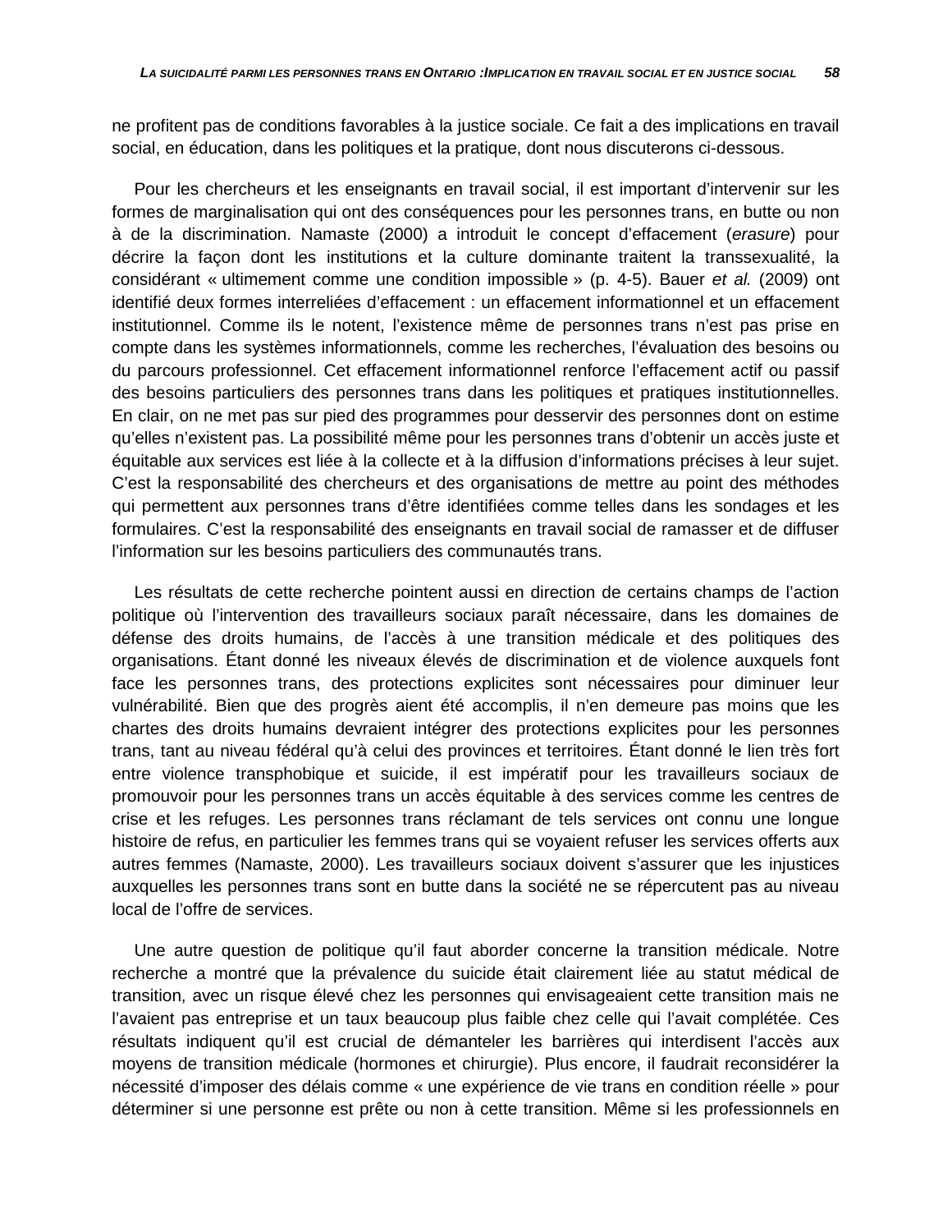ne profitent pas de conditions favorables à la justice sociale. Ce fait a des implications en travail social, en éducation, dans les politiques et la pratique, dont nous discuterons ci-dessous.

Pour les chercheurs et les enseignants en travail social, il est important d'intervenir sur les formes de marginalisation qui ont des conséquences pour les personnes trans, en butte ou non à de la discrimination. Namaste (2000) a introduit le concept d'effacement (*erasure*) pour décrire la façon dont les institutions et la culture dominante traitent la transsexualité, la considérant « ultimement comme une condition impossible » (p. 4-5). Bauer *et al.* (2009) ont identifié deux formes interreliées d'effacement : un effacement informationnel et un effacement institutionnel. Comme ils le notent, l'existence même de personnes trans n'est pas prise en compte dans les systèmes informationnels, comme les recherches, l'évaluation des besoins ou du parcours professionnel. Cet effacement informationnel renforce l'effacement actif ou passif des besoins particuliers des personnes trans dans les politiques et pratiques institutionnelles. En clair, on ne met pas sur pied des programmes pour desservir des personnes dont on estime qu'elles n'existent pas. La possibilité même pour les personnes trans d'obtenir un accès juste et équitable aux services est liée à la collecte et à la diffusion d'informations précises à leur sujet. C'est la responsabilité des chercheurs et des organisations de mettre au point des méthodes qui permettent aux personnes trans d'être identifiées comme telles dans les sondages et les formulaires. C'est la responsabilité des enseignants en travail social de ramasser et de diffuser l'information sur les besoins particuliers des communautés trans.

Les résultats de cette recherche pointent aussi en direction de certains champs de l'action politique où l'intervention des travailleurs sociaux paraît nécessaire, dans les domaines de défense des droits humains, de l'accès à une transition médicale et des politiques des organisations. Étant donné les niveaux élevés de discrimination et de violence auxquels font face les personnes trans, des protections explicites sont nécessaires pour diminuer leur vulnérabilité. Bien que des progrès aient été accomplis, il n'en demeure pas moins que les chartes des droits humains devraient intégrer des protections explicites pour les personnes trans, tant au niveau fédéral qu'à celui des provinces et territoires. Étant donné le lien très fort entre violence transphobique et suicide, il est impératif pour les travailleurs sociaux de promouvoir pour les personnes trans un accès équitable à des services comme les centres de crise et les refuges. Les personnes trans réclamant de tels services ont connu une longue histoire de refus, en particulier les femmes trans qui se voyaient refuser les services offerts aux autres femmes (Namaste, 2000). Les travailleurs sociaux doivent s'assurer que les injustices auxquelles les personnes trans sont en butte dans la société ne se répercutent pas au niveau local de l'offre de services.

Une autre question de politique qu'il faut aborder concerne la transition médicale. Notre recherche a montré que la prévalence du suicide était clairement liée au statut médical de transition, avec un risque élevé chez les personnes qui envisageaient cette transition mais ne l'avaient pas entreprise et un taux beaucoup plus faible chez celle qui l'avait complétée. Ces résultats indiquent qu'il est crucial de démanteler les barrières qui interdisent l'accès aux moyens de transition médicale (hormones et chirurgie). Plus encore, il faudrait reconsidérer la nécessité d'imposer des délais comme « une expérience de vie trans en condition réelle » pour déterminer si une personne est prête ou non à cette transition. Même si les professionnels en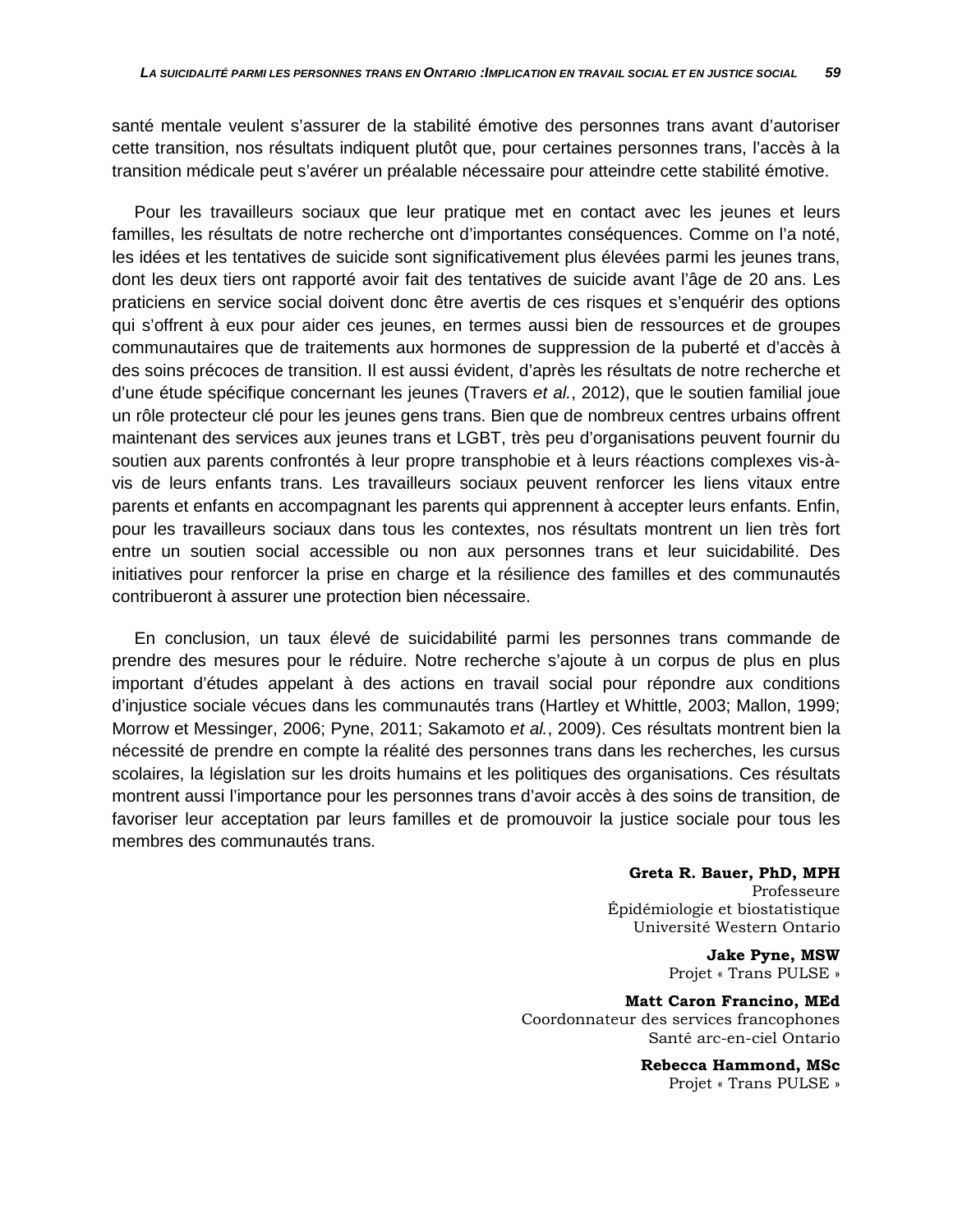santé mentale veulent s'assurer de la stabilité émotive des personnes trans avant d'autoriser cette transition, nos résultats indiquent plutôt que, pour certaines personnes trans, l'accès à la transition médicale peut s'avérer un préalable nécessaire pour atteindre cette stabilité émotive.

Pour les travailleurs sociaux que leur pratique met en contact avec les jeunes et leurs familles, les résultats de notre recherche ont d'importantes conséquences. Comme on l'a noté, les idées et les tentatives de suicide sont significativement plus élevées parmi les jeunes trans, dont les deux tiers ont rapporté avoir fait des tentatives de suicide avant l'âge de 20 ans. Les praticiens en service social doivent donc être avertis de ces risques et s'enquérir des options qui s'offrent à eux pour aider ces jeunes, en termes aussi bien de ressources et de groupes communautaires que de traitements aux hormones de suppression de la puberté et d'accès à des soins précoces de transition. Il est aussi évident, d'après les résultats de notre recherche et d'une étude spécifique concernant les jeunes (Travers *et al.*, 2012), que le soutien familial joue un rôle protecteur clé pour les jeunes gens trans. Bien que de nombreux centres urbains offrent maintenant des services aux jeunes trans et LGBT, très peu d'organisations peuvent fournir du soutien aux parents confrontés à leur propre transphobie et à leurs réactions complexes vis-à-vis de leurs enfants trans. Les travailleurs sociaux peuvent renforcer les liens vitaux entre parents et enfants en accompagnant les parents qui apprennent à accepter leurs enfants. Enfin, pour les travailleurs sociaux dans tous les contextes, nos résultats montrent un lien très fort entre un soutien social accessible ou non aux personnes trans et leur suicidabilité. Des initiatives pour renforcer la prise en charge et la résilience des familles et des communautés contribueront à assurer une protection bien nécessaire.

En conclusion, un taux élevé de suicidabilité parmi les personnes trans commande de prendre des mesures pour le réduire. Notre recherche s'ajoute à un corpus de plus en plus important d'études appelant à des actions en travail social pour répondre aux conditions d'injustice sociale vécues dans les communautés trans (Hartley et Whittle, 2003; Mallon, 1999; Morrow et Messinger, 2006; Pyne, 2011; Sakamoto *et al.*, 2009). Ces résultats montrent bien la nécessité de prendre en compte la réalité des personnes trans dans les recherches, les cursus scolaires, la législation sur les droits humains et les politiques des organisations. Ces résultats montrent aussi l'importance pour les personnes trans d'avoir accès à des soins de transition, de favoriser leur acceptation par leurs familles et de promouvoir la justice sociale pour tous les membres des communautés trans.

**Greta R. Bauer, PhD, MPH**
Professeure
Épidémiologie et biostatistique
Université Western Ontario

**Jake Pyne, MSW**
Projet « Trans PULSE »

**Matt Caron Francino, MEd**
Coordonnateur des services francophones
Santé arc-en-ciel Ontario

**Rebecca Hammond, MSc**
Projet « Trans PULSE »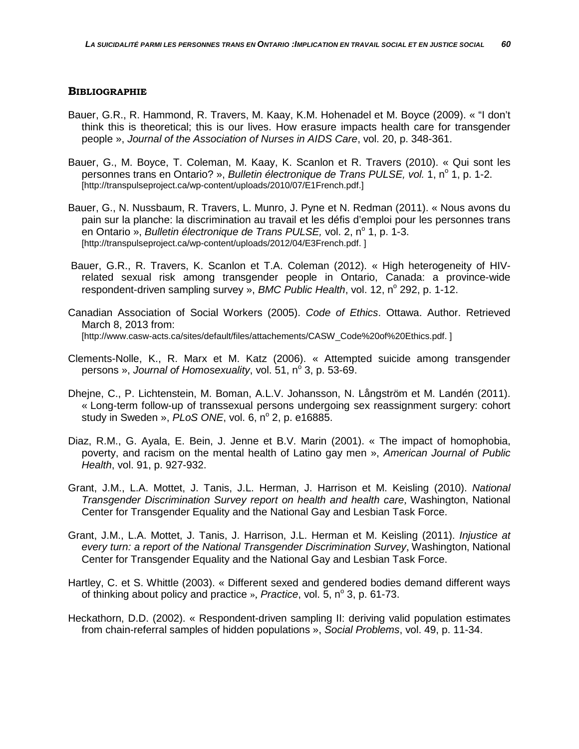## BIBLIOGRAPHIE

Bauer, G.R., R. Hammond, R. Travers, M. Kaay, K.M. Hohenadel et M. Boyce (2009). « “I don’t think this is theoretical; this is our lives. How erasure impacts health care for transgender people », *Journal of the Association of Nurses in AIDS Care*, vol. 20, p. 348-361.

Bauer, G., M. Boyce, T. Coleman, M. Kaay, K. Scanlon et R. Travers (2010). « Qui sont les personnes trans en Ontario? », *Bulletin électronique de Trans PULSE, vol.* 1, nº 1, p. 1-2. [http://transpulseproject.ca/wp-content/uploads/2010/07/E1French.pdf.]

Bauer, G., N. Nussbaum, R. Travers, L. Munro, J. Pyne et N. Redman (2011). « Nous avons du pain sur la planche: la discrimination au travail et les défis d’emploi pour les personnes trans en Ontario », *Bulletin électronique de Trans PULSE,* vol. 2, nº 1, p. 1-3. [http://transpulseproject.ca/wp-content/uploads/2012/04/E3French.pdf. ]

Bauer, G.R., R. Travers, K. Scanlon et T.A. Coleman (2012). « High heterogeneity of HIV-related sexual risk among transgender people in Ontario, Canada: a province-wide respondent-driven sampling survey », *BMC Public Health*, vol. 12, nº 292, p. 1-12.

Canadian Association of Social Workers (2005). *Code of Ethics*. Ottawa. Author. Retrieved March 8, 2013 from: [http://www.casw-acts.ca/sites/default/files/attachements/CASW_Code%20of%20Ethics.pdf. ]

Clements-Nolle, K., R. Marx et M. Katz (2006). « Attempted suicide among transgender persons », *Journal of Homosexuality*, vol. 51, nº 3, p. 53-69.

Dhejne, C., P. Lichtenstein, M. Boman, A.L.V. Johansson, N. Långström et M. Landén (2011). « Long-term follow-up of transsexual persons undergoing sex reassignment surgery: cohort study in Sweden », *PLoS ONE*, vol. 6, nº 2, p. e16885.

Diaz, R.M., G. Ayala, E. Bein, J. Jenne et B.V. Marin (2001). « The impact of homophobia, poverty, and racism on the mental health of Latino gay men », *American Journal of Public Health*, vol. 91, p. 927-932.

Grant, J.M., L.A. Mottet, J. Tanis, J.L. Herman, J. Harrison et M. Keisling (2010). *National Transgender Discrimination Survey report on health and health care*, Washington, National Center for Transgender Equality and the National Gay and Lesbian Task Force.

Grant, J.M., L.A. Mottet, J. Tanis, J. Harrison, J.L. Herman et M. Keisling (2011). *Injustice at every turn: a report of the National Transgender Discrimination Survey*, Washington, National Center for Transgender Equality and the National Gay and Lesbian Task Force.

Hartley, C. et S. Whittle (2003). « Different sexed and gendered bodies demand different ways of thinking about policy and practice », *Practice*, vol. 5, nº 3, p. 61-73.

Heckathorn, D.D. (2002). « Respondent-driven sampling II: deriving valid population estimates from chain-referral samples of hidden populations », *Social Problems*, vol. 49, p. 11-34.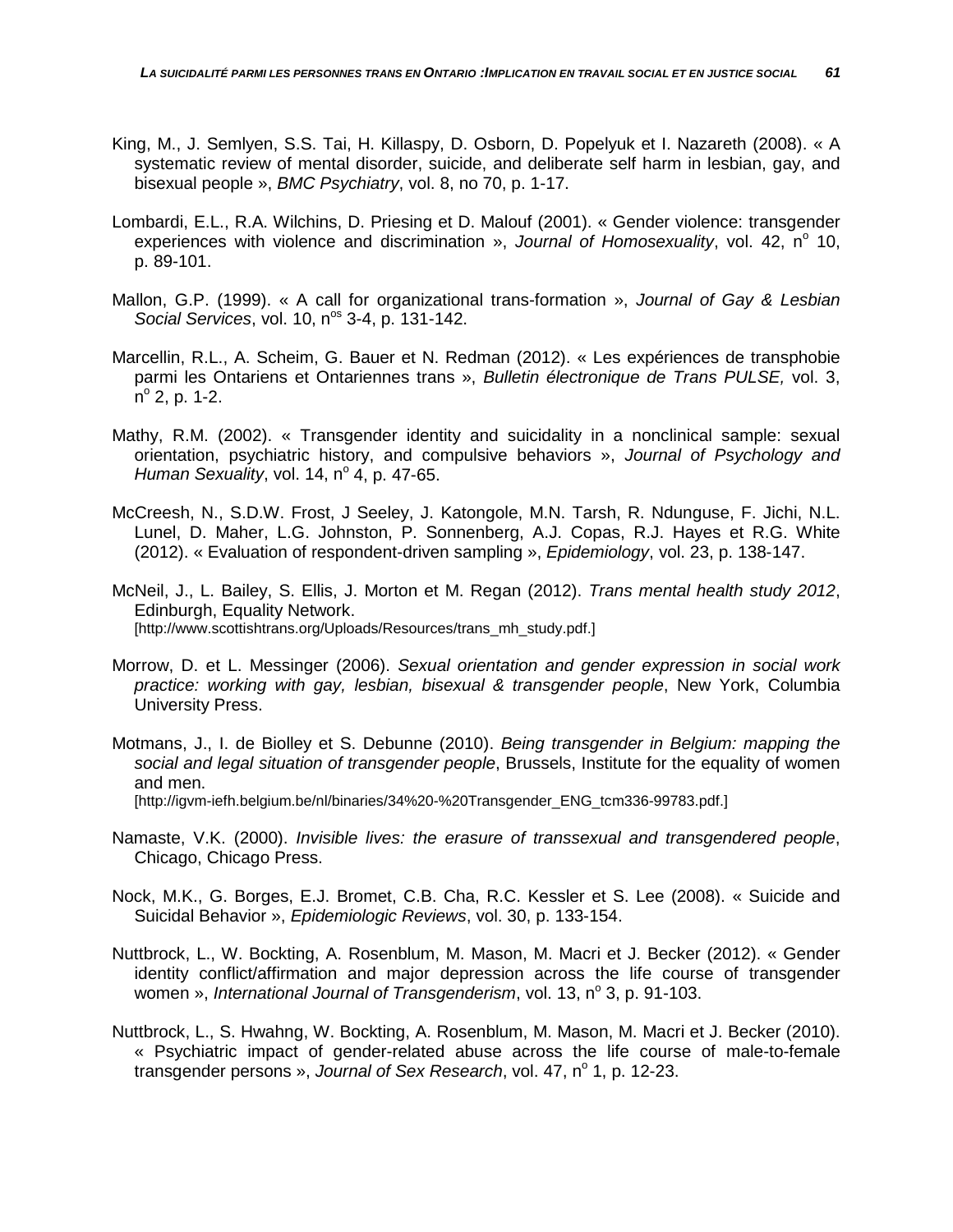King, M., J. Semlyen, S.S. Tai, H. Killaspy, D. Osborn, D. Popelyuk et I. Nazareth (2008). « A systematic review of mental disorder, suicide, and deliberate self harm in lesbian, gay, and bisexual people », *BMC Psychiatry*, vol. 8, no 70, p. 1-17.

Lombardi, E.L., R.A. Wilchins, D. Priesing et D. Malouf (2001). « Gender violence: transgender experiences with violence and discrimination », *Journal of Homosexuality*, vol. 42, n° 10, p. 89-101.

Mallon, G.P. (1999). « A call for organizational trans-formation », *Journal of Gay & Lesbian Social Services*, vol. 10, n[os] 3-4, p. 131-142.

Marcellin, R.L., A. Scheim, G. Bauer et N. Redman (2012). « Les expériences de transphobie parmi les Ontariens et Ontariennes trans », *Bulletin électronique de Trans PULSE,* vol. 3, n° 2, p. 1-2.

Mathy, R.M. (2002). « Transgender identity and suicidality in a nonclinical sample: sexual orientation, psychiatric history, and compulsive behaviors », *Journal of Psychology and Human Sexuality*, vol. 14, n° 4, p. 47-65.

McCreesh, N., S.D.W. Frost, J Seeley, J. Katongole, M.N. Tarsh, R. Ndunguse, F. Jichi, N.L. Lunel, D. Maher, L.G. Johnston, P. Sonnenberg, A.J. Copas, R.J. Hayes et R.G. White (2012). « Evaluation of respondent-driven sampling », *Epidemiology*, vol. 23, p. 138-147.

McNeil, J., L. Bailey, S. Ellis, J. Morton et M. Regan (2012). *Trans mental health study 2012*, Edinburgh, Equality Network.
[http://www.scottishtrans.org/Uploads/Resources/trans_mh_study.pdf.]

Morrow, D. et L. Messinger (2006). *Sexual orientation and gender expression in social work practice: working with gay, lesbian, bisexual & transgender people*, New York, Columbia University Press.

Motmans, J., I. de Biolley et S. Debunne (2010). *Being transgender in Belgium: mapping the social and legal situation of transgender people*, Brussels, Institute for the equality of women and men.
[http://igvm-iefh.belgium.be/nl/binaries/34%20-%20Transgender_ENG_tcm336-99783.pdf.]

Namaste, V.K. (2000). *Invisible lives: the erasure of transsexual and transgendered people*, Chicago, Chicago Press.

Nock, M.K., G. Borges, E.J. Bromet, C.B. Cha, R.C. Kessler et S. Lee (2008). « Suicide and Suicidal Behavior », *Epidemiologic Reviews*, vol. 30, p. 133-154.

Nuttbrock, L., W. Bockting, A. Rosenblum, M. Mason, M. Macri et J. Becker (2012). « Gender identity conflict/affirmation and major depression across the life course of transgender women », *International Journal of Transgenderism*, vol. 13, n° 3, p. 91-103.

Nuttbrock, L., S. Hwahng, W. Bockting, A. Rosenblum, M. Mason, M. Macri et J. Becker (2010). « Psychiatric impact of gender-related abuse across the life course of male-to-female transgender persons », *Journal of Sex Research*, vol. 47, n° 1, p. 12-23.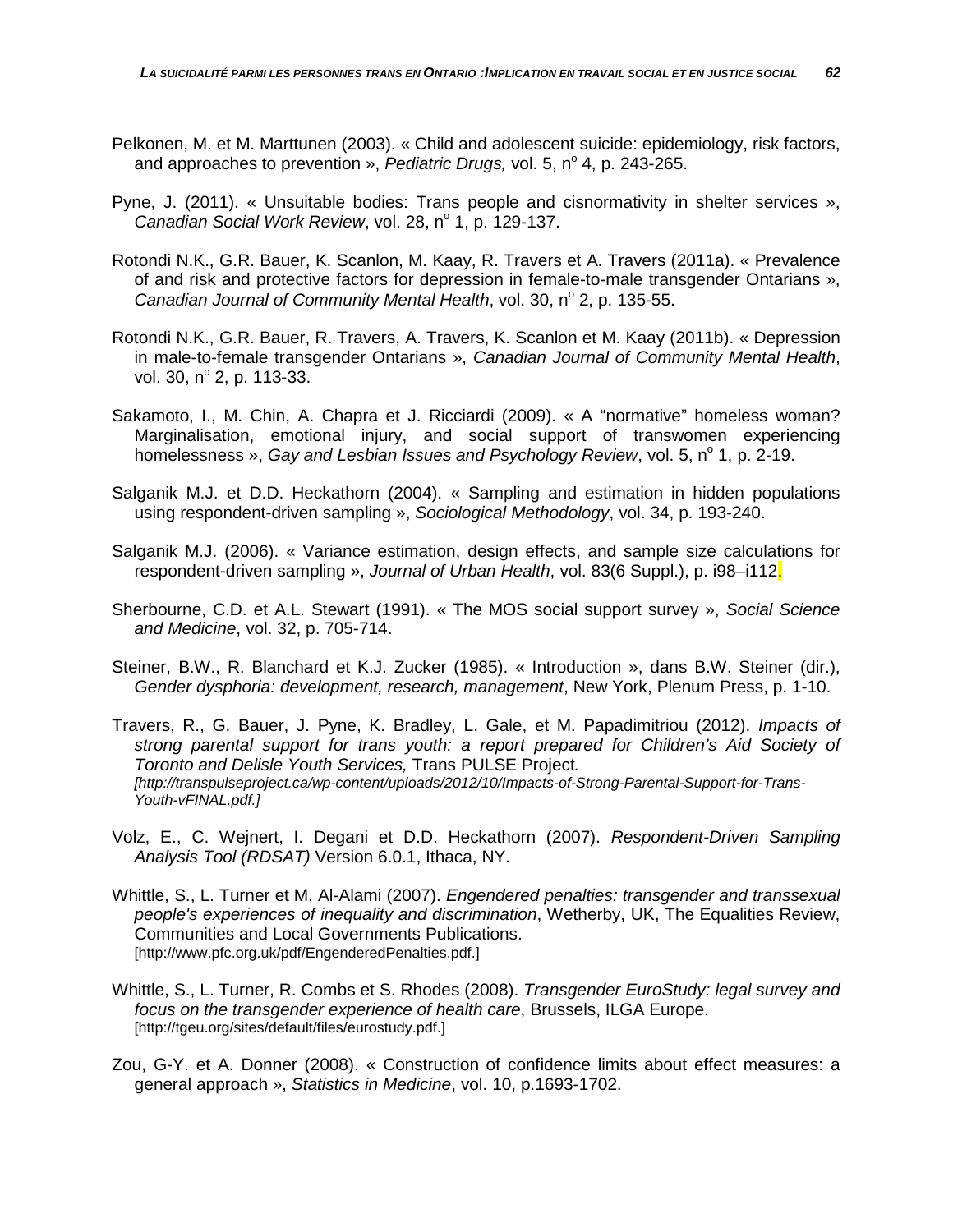Pelkonen, M. et M. Marttunen (2003). « Child and adolescent suicide: epidemiology, risk factors, and approaches to prevention », *Pediatric Drugs,* vol. 5, n° 4, p. 243-265.

Pyne, J. (2011). « Unsuitable bodies: Trans people and cisnormativity in shelter services », *Canadian Social Work Review*, vol. 28, n° 1, p. 129-137.

Rotondi N.K., G.R. Bauer, K. Scanlon, M. Kaay, R. Travers et A. Travers (2011a). « Prevalence of and risk and protective factors for depression in female-to-male transgender Ontarians », *Canadian Journal of Community Mental Health*, vol. 30, n° 2, p. 135-55.

Rotondi N.K., G.R. Bauer, R. Travers, A. Travers, K. Scanlon et M. Kaay (2011b). « Depression in male-to-female transgender Ontarians », *Canadian Journal of Community Mental Health*, vol. 30, n° 2, p. 113-33.

Sakamoto, I., M. Chin, A. Chapra et J. Ricciardi (2009). « A "normative" homeless woman? Marginalisation, emotional injury, and social support of transwomen experiencing homelessness », *Gay and Lesbian Issues and Psychology Review*, vol. 5, n° 1, p. 2-19.

Salganik M.J. et D.D. Heckathorn (2004). « Sampling and estimation in hidden populations using respondent-driven sampling », *Sociological Methodology*, vol. 34, p. 193-240.

Salganik M.J. (2006). « Variance estimation, design effects, and sample size calculations for respondent-driven sampling », *Journal of Urban Health*, vol. 83(6 Suppl.), p. i98–i112.

Sherbourne, C.D. et A.L. Stewart (1991). « The MOS social support survey », *Social Science and Medicine*, vol. 32, p. 705-714.

Steiner, B.W., R. Blanchard et K.J. Zucker (1985). « Introduction », dans B.W. Steiner (dir.), *Gender dysphoria: development, research, management*, New York, Plenum Press, p. 1-10.

Travers, R., G. Bauer, J. Pyne, K. Bradley, L. Gale, et M. Papadimitriou (2012). *Impacts of strong parental support for trans youth: a report prepared for Children's Aid Society of Toronto and Delisle Youth Services,* Trans PULSE Project. *[http://transpulseproject.ca/wp-content/uploads/2012/10/Impacts-of-Strong-Parental-Support-for-Trans-Youth-vFINAL.pdf.]*

Volz, E., C. Wejnert, I. Degani et D.D. Heckathorn (2007). *Respondent-Driven Sampling Analysis Tool (RDSAT)* Version 6.0.1, Ithaca, NY.

Whittle, S., L. Turner et M. Al-Alami (2007). *Engendered penalties: transgender and transsexual people's experiences of inequality and discrimination*, Wetherby, UK, The Equalities Review, Communities and Local Governments Publications. [http://www.pfc.org.uk/pdf/EngenderedPenalties.pdf.]

Whittle, S., L. Turner, R. Combs et S. Rhodes (2008). *Transgender EuroStudy: legal survey and focus on the transgender experience of health care*, Brussels, ILGA Europe. [http://tgeu.org/sites/default/files/eurostudy.pdf.]

Zou, G-Y. et A. Donner (2008). « Construction of confidence limits about effect measures: a general approach », *Statistics in Medicine*, vol. 10, p.1693-1702.